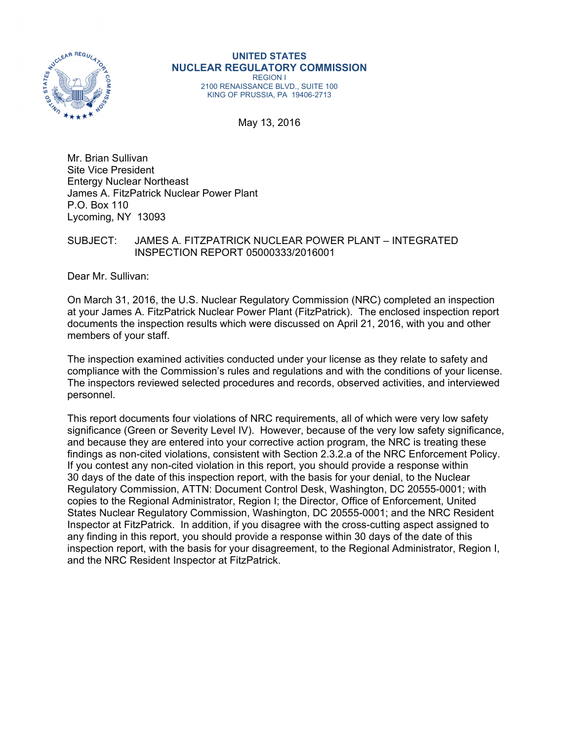**UNITED STATES**
**NUCLEAR REGULATORY COMMISSION**
REGION I
2100 RENAISSANCE BLVD., SUITE 100
KING OF PRUSSIA, PA 19406-2713

May 13, 2016

Mr. Brian Sullivan
Site Vice President
Entergy Nuclear Northeast
James A. FitzPatrick Nuclear Power Plant
P.O. Box 110
Lycoming, NY 13093

SUBJECT: JAMES A. FITZPATRICK NUCLEAR POWER PLANT – INTEGRATED INSPECTION REPORT 05000333/2016001

Dear Mr. Sullivan:

On March 31, 2016, the U.S. Nuclear Regulatory Commission (NRC) completed an inspection at your James A. FitzPatrick Nuclear Power Plant (FitzPatrick). The enclosed inspection report documents the inspection results which were discussed on April 21, 2016, with you and other members of your staff.

The inspection examined activities conducted under your license as they relate to safety and compliance with the Commission's rules and regulations and with the conditions of your license. The inspectors reviewed selected procedures and records, observed activities, and interviewed personnel.

This report documents four violations of NRC requirements, all of which were very low safety significance (Green or Severity Level IV). However, because of the very low safety significance, and because they are entered into your corrective action program, the NRC is treating these findings as non-cited violations, consistent with Section 2.3.2.a of the NRC Enforcement Policy. If you contest any non-cited violation in this report, you should provide a response within 30 days of the date of this inspection report, with the basis for your denial, to the Nuclear Regulatory Commission, ATTN: Document Control Desk, Washington, DC 20555-0001; with copies to the Regional Administrator, Region I; the Director, Office of Enforcement, United States Nuclear Regulatory Commission, Washington, DC 20555-0001; and the NRC Resident Inspector at FitzPatrick. In addition, if you disagree with the cross-cutting aspect assigned to any finding in this report, you should provide a response within 30 days of the date of this inspection report, with the basis for your disagreement, to the Regional Administrator, Region I, and the NRC Resident Inspector at FitzPatrick.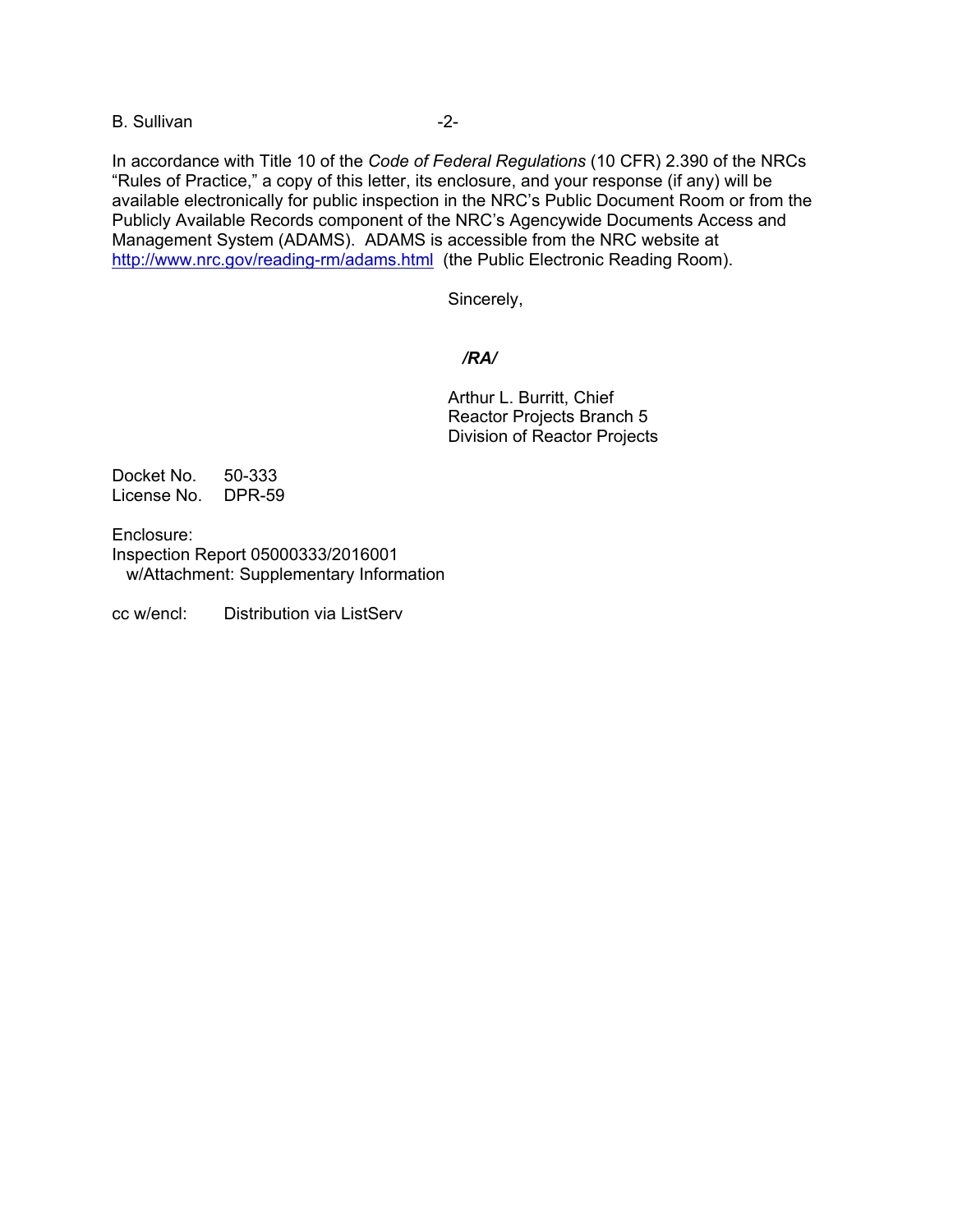In accordance with Title 10 of the *Code of Federal Regulations* (10 CFR) 2.390 of the NRCs "Rules of Practice," a copy of this letter, its enclosure, and your response (if any) will be available electronically for public inspection in the NRC's Public Document Room or from the Publicly Available Records component of the NRC's Agencywide Documents Access and Management System (ADAMS). ADAMS is accessible from the NRC website at http://www.nrc.gov/reading-rm/adams.html (the Public Electronic Reading Room).

Sincerely,

***/RA/***

Arthur L. Burritt, Chief
Reactor Projects Branch 5
Division of Reactor Projects

Docket No. 50-333
License No. DPR-59

Enclosure:
Inspection Report 05000333/2016001
w/Attachment: Supplementary Information

cc w/encl: Distribution via ListServ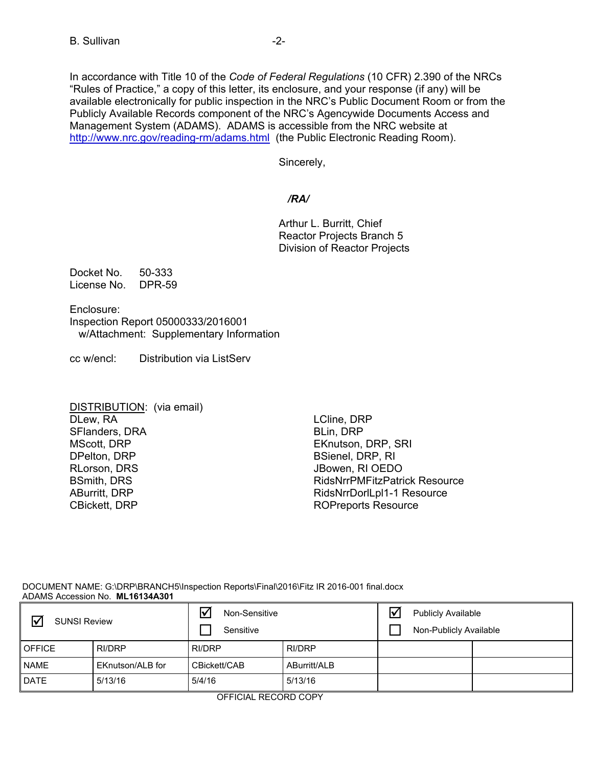In accordance with Title 10 of the *Code of Federal Regulations* (10 CFR) 2.390 of the NRCs "Rules of Practice," a copy of this letter, its enclosure, and your response (if any) will be available electronically for public inspection in the NRC's Public Document Room or from the Publicly Available Records component of the NRC's Agencywide Documents Access and Management System (ADAMS). ADAMS is accessible from the NRC website at http://www.nrc.gov/reading-rm/adams.html (the Public Electronic Reading Room).

Sincerely,

***/RA/***

Arthur L. Burritt, Chief
Reactor Projects Branch 5
Division of Reactor Projects

Docket No. 50-333
License No. DPR-59

Enclosure:
Inspection Report 05000333/2016001
w/Attachment: Supplementary Information

cc w/encl: Distribution via ListServ

DISTRIBUTION: (via email)
DLew, RA
SFlanders, DRA
MScott, DRP
DPelton, DRP
RLorson, DRS
BSmith, DRS
ABurritt, DRP
CBickett, DRP
LCline, DRP
BLin, DRP
EKnutson, DRP, SRI
BSienel, DRP, RI
JBowen, RI OEDO
RidsNrrPMFitzPatrick Resource
RidsNrrDorlLpl1-1 Resource
ROPreports Resource

DOCUMENT NAME: G:\DRP\BRANCH5\Inspection Reports\Final\2016\Fitz IR 2016-001 final.docx
ADAMS Accession No. **ML16134A301**

| ☑ SUNSI Review | | ☑ Non-Sensitive ☐ Sensitive | | ☑ Publicly Available ☐ Non-Publicly Available | |
|---|---|---|---|---|---|
| OFFICE | RI/DRP | RI/DRP | RI/DRP | | |
| NAME | EKnutson/ALB for | CBickett/CAB | ABurritt/ALB | | |
| DATE | 5/13/16 | 5/4/16 | 5/13/16 | | |

OFFICIAL RECORD COPY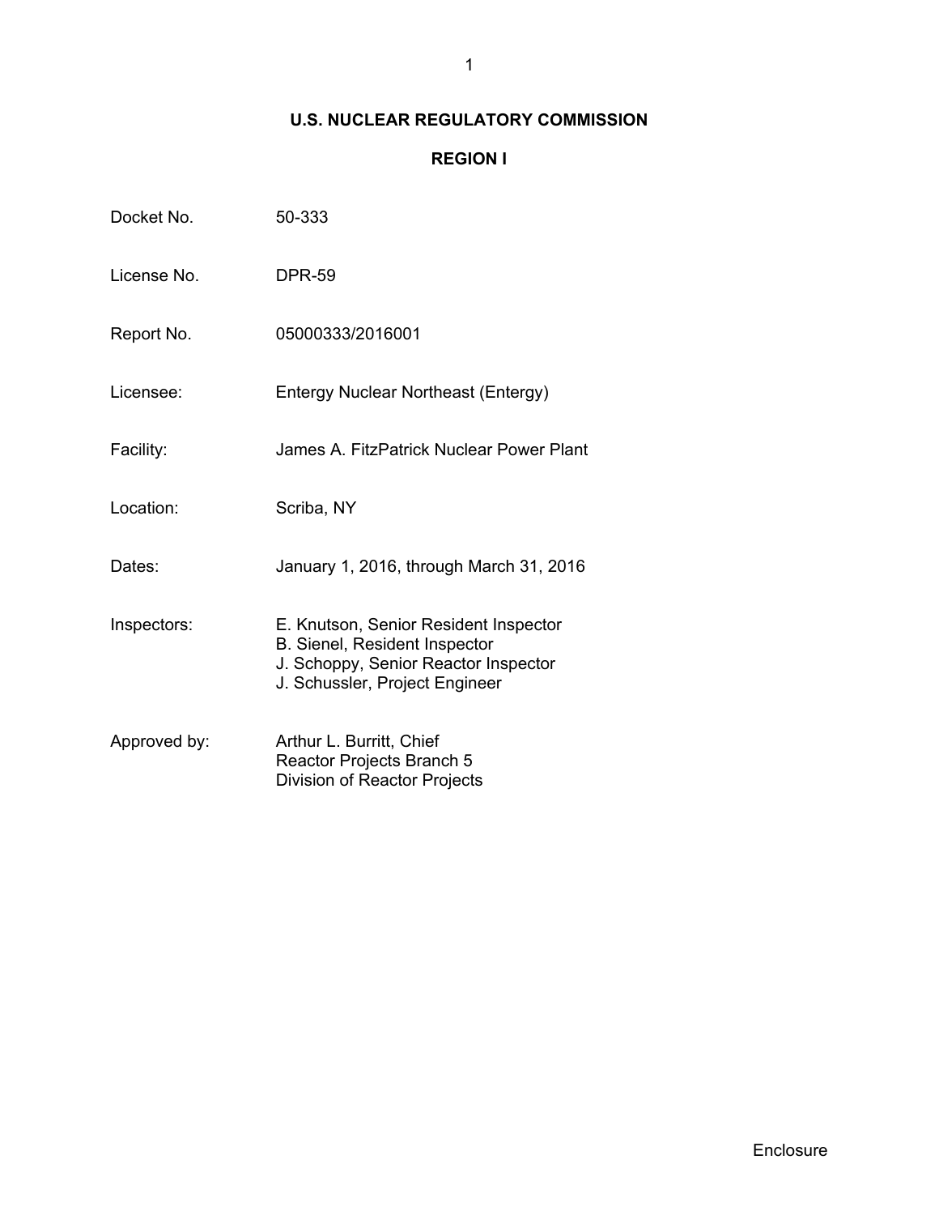# U.S. NUCLEAR REGULATORY COMMISSION

## REGION I

| | |
|---|---|
| Docket No. | 50-333 |
| License No. | DPR-59 |
| Report No. | 05000333/2016001 |
| Licensee: | Entergy Nuclear Northeast (Entergy) |
| Facility: | James A. FitzPatrick Nuclear Power Plant |
| Location: | Scriba, NY |
| Dates: | January 1, 2016, through March 31, 2016 |
| Inspectors: | E. Knutson, Senior Resident Inspector<br>B. Sienel, Resident Inspector<br>J. Schoppy, Senior Reactor Inspector<br>J. Schussler, Project Engineer |
| Approved by: | Arthur L. Burritt, Chief<br>Reactor Projects Branch 5<br>Division of Reactor Projects |

Enclosure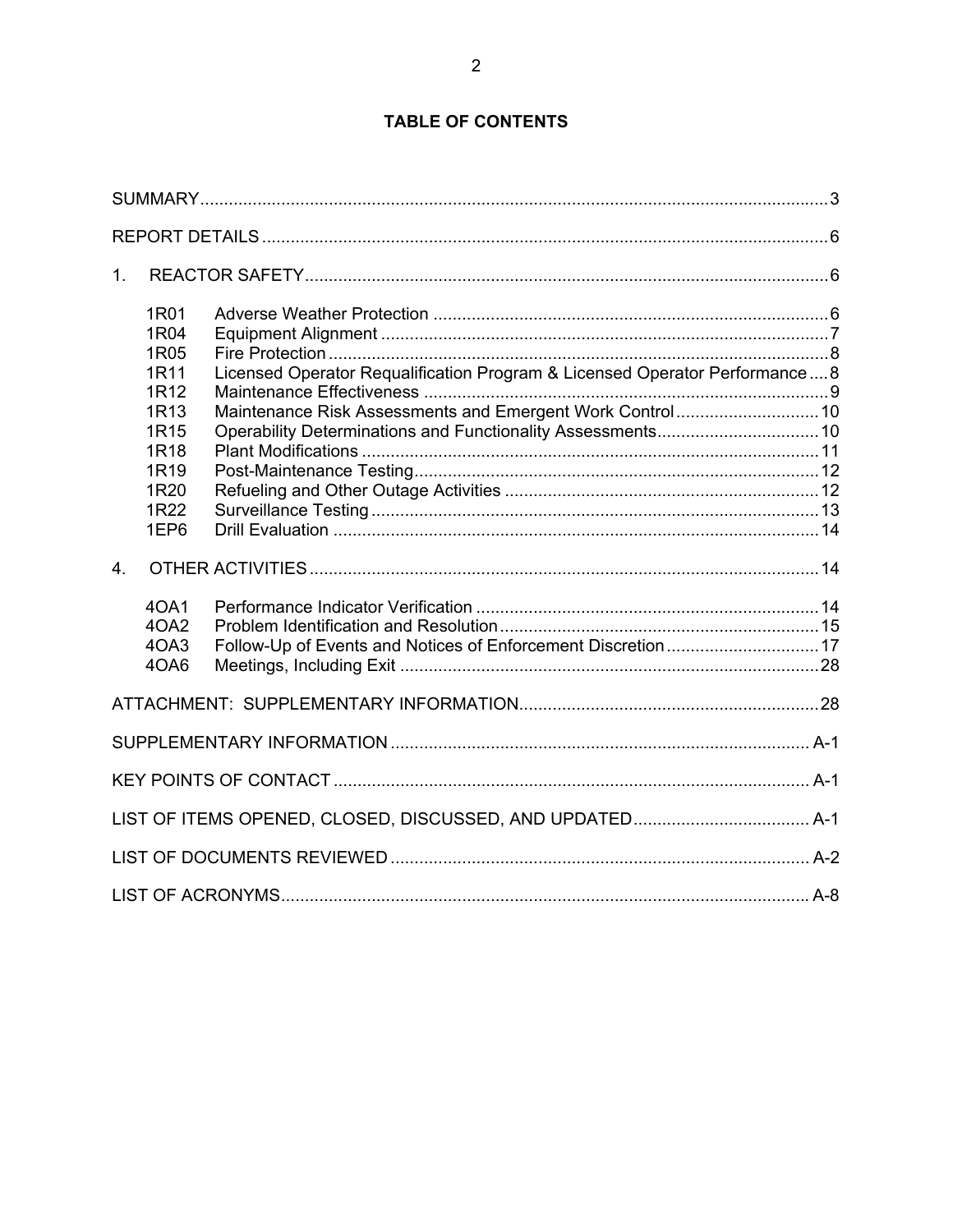# TABLE OF CONTENTS

SUMMARY.....3

REPORT DETAILS.....6

1. REACTOR SAFETY.....6

| | | |
|---|---|---|
| 1R01 | Adverse Weather Protection | 6 |
| 1R04 | Equipment Alignment | 7 |
| 1R05 | Fire Protection | 8 |
| 1R11 | Licensed Operator Requalification Program & Licensed Operator Performance | 8 |
| 1R12 | Maintenance Effectiveness | 9 |
| 1R13 | Maintenance Risk Assessments and Emergent Work Control | 10 |
| 1R15 | Operability Determinations and Functionality Assessments | 10 |
| 1R18 | Plant Modifications | 11 |
| 1R19 | Post-Maintenance Testing | 12 |
| 1R20 | Refueling and Other Outage Activities | 12 |
| 1R22 | Surveillance Testing | 13 |
| 1EP6 | Drill Evaluation | 14 |

4. OTHER ACTIVITIES.....14

| | | |
|---|---|---|
| 4OA1 | Performance Indicator Verification | 14 |
| 4OA2 | Problem Identification and Resolution | 15 |
| 4OA3 | Follow-Up of Events and Notices of Enforcement Discretion | 17 |
| 4OA6 | Meetings, Including Exit | 28 |

ATTACHMENT: SUPPLEMENTARY INFORMATION.....28

SUPPLEMENTARY INFORMATION.....A-1

KEY POINTS OF CONTACT.....A-1

LIST OF ITEMS OPENED, CLOSED, DISCUSSED, AND UPDATED.....A-1

LIST OF DOCUMENTS REVIEWED.....A-2

LIST OF ACRONYMS.....A-8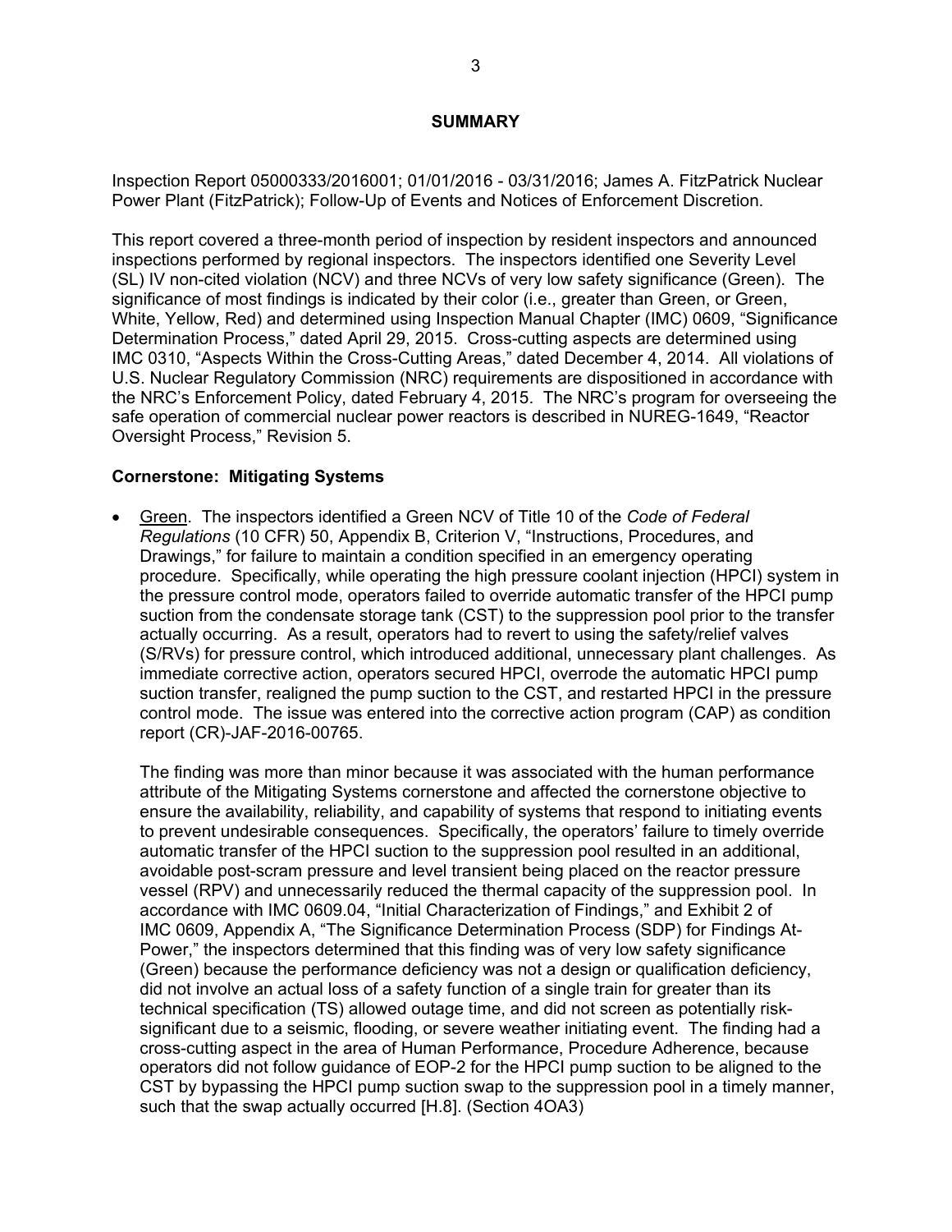## SUMMARY

Inspection Report 05000333/2016001; 01/01/2016 - 03/31/2016; James A. FitzPatrick Nuclear Power Plant (FitzPatrick); Follow-Up of Events and Notices of Enforcement Discretion.

This report covered a three-month period of inspection by resident inspectors and announced inspections performed by regional inspectors. The inspectors identified one Severity Level (SL) IV non-cited violation (NCV) and three NCVs of very low safety significance (Green). The significance of most findings is indicated by their color (i.e., greater than Green, or Green, White, Yellow, Red) and determined using Inspection Manual Chapter (IMC) 0609, "Significance Determination Process," dated April 29, 2015. Cross-cutting aspects are determined using IMC 0310, "Aspects Within the Cross-Cutting Areas," dated December 4, 2014. All violations of U.S. Nuclear Regulatory Commission (NRC) requirements are dispositioned in accordance with the NRC's Enforcement Policy, dated February 4, 2015. The NRC's program for overseeing the safe operation of commercial nuclear power reactors is described in NUREG-1649, "Reactor Oversight Process," Revision 5.

### Cornerstone: Mitigating Systems

- Green. The inspectors identified a Green NCV of Title 10 of the *Code of Federal Regulations* (10 CFR) 50, Appendix B, Criterion V, "Instructions, Procedures, and Drawings," for failure to maintain a condition specified in an emergency operating procedure. Specifically, while operating the high pressure coolant injection (HPCI) system in the pressure control mode, operators failed to override automatic transfer of the HPCI pump suction from the condensate storage tank (CST) to the suppression pool prior to the transfer actually occurring. As a result, operators had to revert to using the safety/relief valves (S/RVs) for pressure control, which introduced additional, unnecessary plant challenges. As immediate corrective action, operators secured HPCI, overrode the automatic HPCI pump suction transfer, realigned the pump suction to the CST, and restarted HPCI in the pressure control mode. The issue was entered into the corrective action program (CAP) as condition report (CR)-JAF-2016-00765.

  The finding was more than minor because it was associated with the human performance attribute of the Mitigating Systems cornerstone and affected the cornerstone objective to ensure the availability, reliability, and capability of systems that respond to initiating events to prevent undesirable consequences. Specifically, the operators' failure to timely override automatic transfer of the HPCI suction to the suppression pool resulted in an additional, avoidable post-scram pressure and level transient being placed on the reactor pressure vessel (RPV) and unnecessarily reduced the thermal capacity of the suppression pool. In accordance with IMC 0609.04, "Initial Characterization of Findings," and Exhibit 2 of IMC 0609, Appendix A, "The Significance Determination Process (SDP) for Findings At-Power," the inspectors determined that this finding was of very low safety significance (Green) because the performance deficiency was not a design or qualification deficiency, did not involve an actual loss of a safety function of a single train for greater than its technical specification (TS) allowed outage time, and did not screen as potentially risk-significant due to a seismic, flooding, or severe weather initiating event. The finding had a cross-cutting aspect in the area of Human Performance, Procedure Adherence, because operators did not follow guidance of EOP-2 for the HPCI pump suction to be aligned to the CST by bypassing the HPCI pump suction swap to the suppression pool in a timely manner, such that the swap actually occurred [H.8]. (Section 4OA3)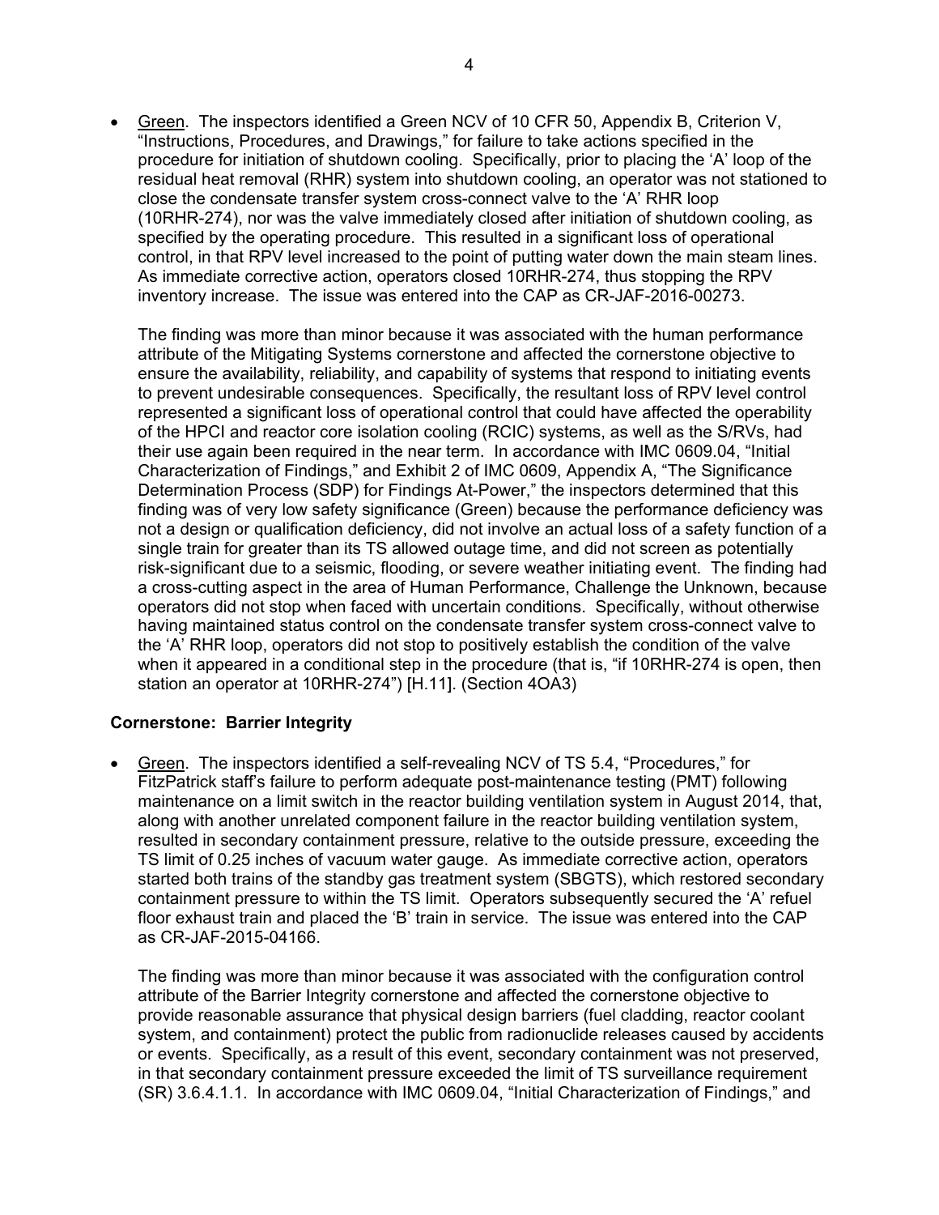- Green. The inspectors identified a Green NCV of 10 CFR 50, Appendix B, Criterion V, "Instructions, Procedures, and Drawings," for failure to take actions specified in the procedure for initiation of shutdown cooling. Specifically, prior to placing the 'A' loop of the residual heat removal (RHR) system into shutdown cooling, an operator was not stationed to close the condensate transfer system cross-connect valve to the 'A' RHR loop (10RHR-274), nor was the valve immediately closed after initiation of shutdown cooling, as specified by the operating procedure. This resulted in a significant loss of operational control, in that RPV level increased to the point of putting water down the main steam lines. As immediate corrective action, operators closed 10RHR-274, thus stopping the RPV inventory increase. The issue was entered into the CAP as CR-JAF-2016-00273.

  The finding was more than minor because it was associated with the human performance attribute of the Mitigating Systems cornerstone and affected the cornerstone objective to ensure the availability, reliability, and capability of systems that respond to initiating events to prevent undesirable consequences. Specifically, the resultant loss of RPV level control represented a significant loss of operational control that could have affected the operability of the HPCI and reactor core isolation cooling (RCIC) systems, as well as the S/RVs, had their use again been required in the near term. In accordance with IMC 0609.04, "Initial Characterization of Findings," and Exhibit 2 of IMC 0609, Appendix A, "The Significance Determination Process (SDP) for Findings At-Power," the inspectors determined that this finding was of very low safety significance (Green) because the performance deficiency was not a design or qualification deficiency, did not involve an actual loss of a safety function of a single train for greater than its TS allowed outage time, and did not screen as potentially risk-significant due to a seismic, flooding, or severe weather initiating event. The finding had a cross-cutting aspect in the area of Human Performance, Challenge the Unknown, because operators did not stop when faced with uncertain conditions. Specifically, without otherwise having maintained status control on the condensate transfer system cross-connect valve to the 'A' RHR loop, operators did not stop to positively establish the condition of the valve when it appeared in a conditional step in the procedure (that is, "if 10RHR-274 is open, then station an operator at 10RHR-274") [H.11]. (Section 4OA3)

**Cornerstone: Barrier Integrity**

- Green. The inspectors identified a self-revealing NCV of TS 5.4, "Procedures," for FitzPatrick staff's failure to perform adequate post-maintenance testing (PMT) following maintenance on a limit switch in the reactor building ventilation system in August 2014, that, along with another unrelated component failure in the reactor building ventilation system, resulted in secondary containment pressure, relative to the outside pressure, exceeding the TS limit of 0.25 inches of vacuum water gauge. As immediate corrective action, operators started both trains of the standby gas treatment system (SBGTS), which restored secondary containment pressure to within the TS limit. Operators subsequently secured the 'A' refuel floor exhaust train and placed the 'B' train in service. The issue was entered into the CAP as CR-JAF-2015-04166.

  The finding was more than minor because it was associated with the configuration control attribute of the Barrier Integrity cornerstone and affected the cornerstone objective to provide reasonable assurance that physical design barriers (fuel cladding, reactor coolant system, and containment) protect the public from radionuclide releases caused by accidents or events. Specifically, as a result of this event, secondary containment was not preserved, in that secondary containment pressure exceeded the limit of TS surveillance requirement (SR) 3.6.4.1.1. In accordance with IMC 0609.04, "Initial Characterization of Findings," and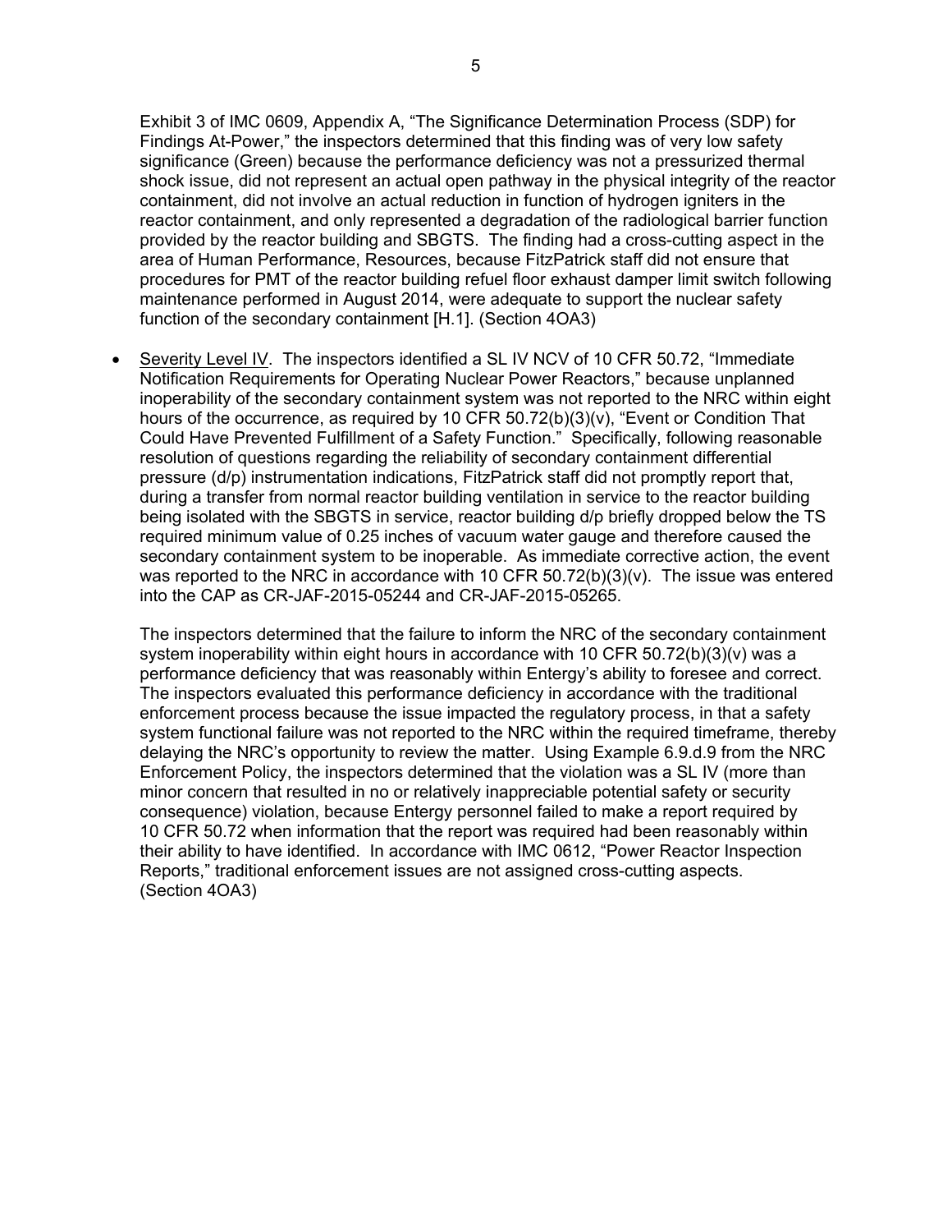Exhibit 3 of IMC 0609, Appendix A, “The Significance Determination Process (SDP) for Findings At-Power,” the inspectors determined that this finding was of very low safety significance (Green) because the performance deficiency was not a pressurized thermal shock issue, did not represent an actual open pathway in the physical integrity of the reactor containment, did not involve an actual reduction in function of hydrogen igniters in the reactor containment, and only represented a degradation of the radiological barrier function provided by the reactor building and SBGTS. The finding had a cross-cutting aspect in the area of Human Performance, Resources, because FitzPatrick staff did not ensure that procedures for PMT of the reactor building refuel floor exhaust damper limit switch following maintenance performed in August 2014, were adequate to support the nuclear safety function of the secondary containment [H.1]. (Section 4OA3)

- Severity Level IV. The inspectors identified a SL IV NCV of 10 CFR 50.72, “Immediate Notification Requirements for Operating Nuclear Power Reactors,” because unplanned inoperability of the secondary containment system was not reported to the NRC within eight hours of the occurrence, as required by 10 CFR 50.72(b)(3)(v), “Event or Condition That Could Have Prevented Fulfillment of a Safety Function.” Specifically, following reasonable resolution of questions regarding the reliability of secondary containment differential pressure (d/p) instrumentation indications, FitzPatrick staff did not promptly report that, during a transfer from normal reactor building ventilation in service to the reactor building being isolated with the SBGTS in service, reactor building d/p briefly dropped below the TS required minimum value of 0.25 inches of vacuum water gauge and therefore caused the secondary containment system to be inoperable. As immediate corrective action, the event was reported to the NRC in accordance with 10 CFR 50.72(b)(3)(v). The issue was entered into the CAP as CR-JAF-2015-05244 and CR-JAF-2015-05265.

  The inspectors determined that the failure to inform the NRC of the secondary containment system inoperability within eight hours in accordance with 10 CFR 50.72(b)(3)(v) was a performance deficiency that was reasonably within Entergy’s ability to foresee and correct. The inspectors evaluated this performance deficiency in accordance with the traditional enforcement process because the issue impacted the regulatory process, in that a safety system functional failure was not reported to the NRC within the required timeframe, thereby delaying the NRC’s opportunity to review the matter. Using Example 6.9.d.9 from the NRC Enforcement Policy, the inspectors determined that the violation was a SL IV (more than minor concern that resulted in no or relatively inappreciable potential safety or security consequence) violation, because Entergy personnel failed to make a report required by 10 CFR 50.72 when information that the report was required had been reasonably within their ability to have identified. In accordance with IMC 0612, “Power Reactor Inspection Reports,” traditional enforcement issues are not assigned cross-cutting aspects. (Section 4OA3)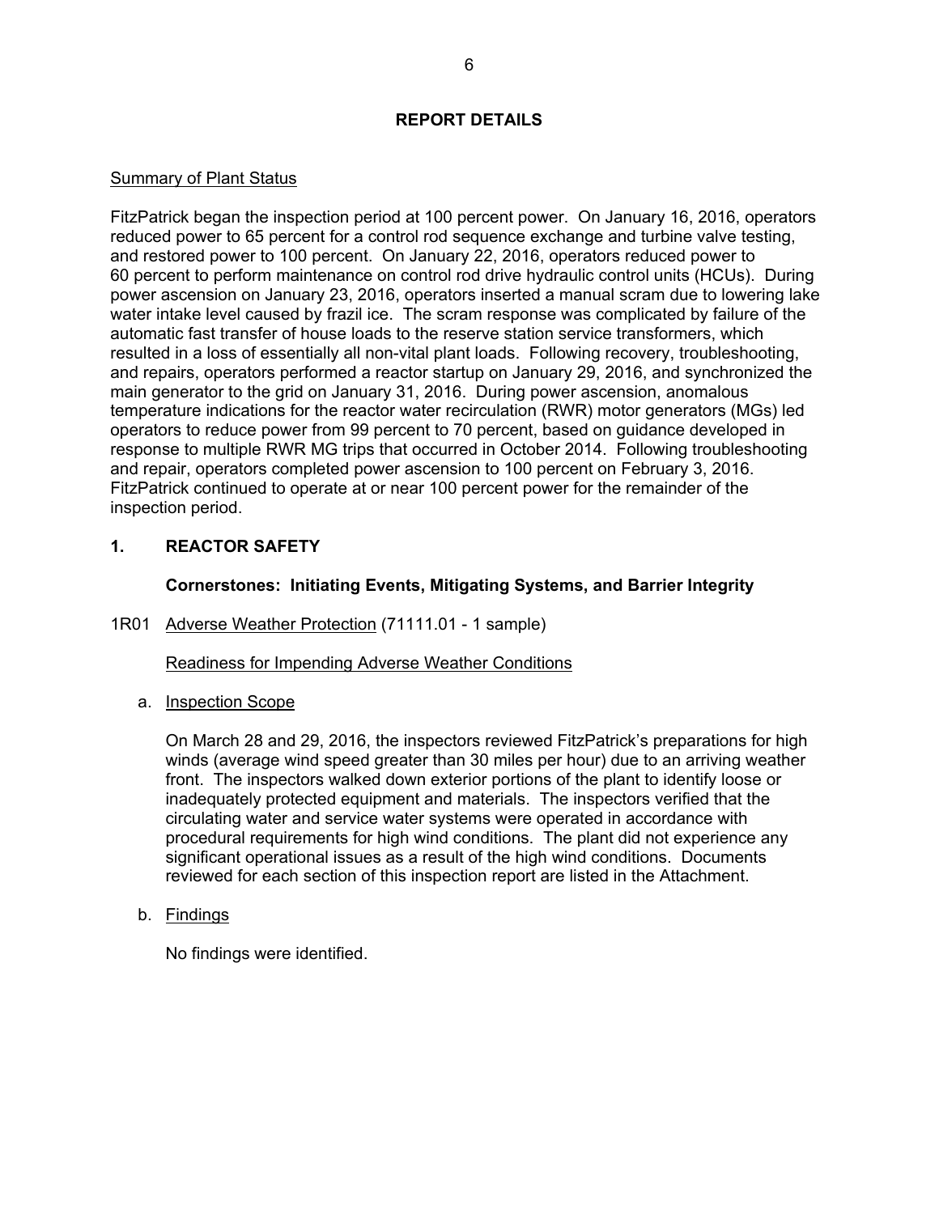## REPORT DETAILS

Summary of Plant Status

FitzPatrick began the inspection period at 100 percent power. On January 16, 2016, operators reduced power to 65 percent for a control rod sequence exchange and turbine valve testing, and restored power to 100 percent. On January 22, 2016, operators reduced power to 60 percent to perform maintenance on control rod drive hydraulic control units (HCUs). During power ascension on January 23, 2016, operators inserted a manual scram due to lowering lake water intake level caused by frazil ice. The scram response was complicated by failure of the automatic fast transfer of house loads to the reserve station service transformers, which resulted in a loss of essentially all non-vital plant loads. Following recovery, troubleshooting, and repairs, operators performed a reactor startup on January 29, 2016, and synchronized the main generator to the grid on January 31, 2016. During power ascension, anomalous temperature indications for the reactor water recirculation (RWR) motor generators (MGs) led operators to reduce power from 99 percent to 70 percent, based on guidance developed in response to multiple RWR MG trips that occurred in October 2014. Following troubleshooting and repair, operators completed power ascension to 100 percent on February 3, 2016. FitzPatrick continued to operate at or near 100 percent power for the remainder of the inspection period.

## 1. REACTOR SAFETY

### Cornerstones: Initiating Events, Mitigating Systems, and Barrier Integrity

1R01 Adverse Weather Protection (71111.01 - 1 sample)

Readiness for Impending Adverse Weather Conditions

a. Inspection Scope

On March 28 and 29, 2016, the inspectors reviewed FitzPatrick's preparations for high winds (average wind speed greater than 30 miles per hour) due to an arriving weather front. The inspectors walked down exterior portions of the plant to identify loose or inadequately protected equipment and materials. The inspectors verified that the circulating water and service water systems were operated in accordance with procedural requirements for high wind conditions. The plant did not experience any significant operational issues as a result of the high wind conditions. Documents reviewed for each section of this inspection report are listed in the Attachment.

b. Findings

No findings were identified.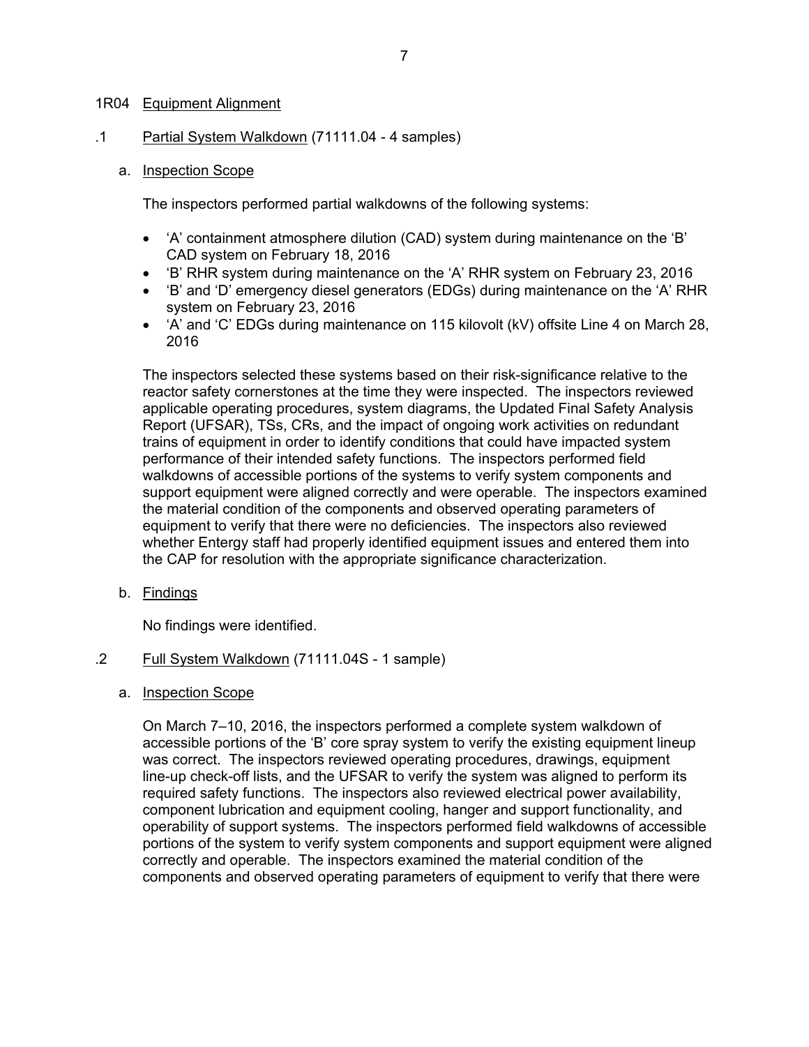## 1R04 Equipment Alignment

### .1 Partial System Walkdown (71111.04 - 4 samples)

a. Inspection Scope

The inspectors performed partial walkdowns of the following systems:

- 'A' containment atmosphere dilution (CAD) system during maintenance on the 'B' CAD system on February 18, 2016
- 'B' RHR system during maintenance on the 'A' RHR system on February 23, 2016
- 'B' and 'D' emergency diesel generators (EDGs) during maintenance on the 'A' RHR system on February 23, 2016
- 'A' and 'C' EDGs during maintenance on 115 kilovolt (kV) offsite Line 4 on March 28, 2016

The inspectors selected these systems based on their risk-significance relative to the reactor safety cornerstones at the time they were inspected. The inspectors reviewed applicable operating procedures, system diagrams, the Updated Final Safety Analysis Report (UFSAR), TSs, CRs, and the impact of ongoing work activities on redundant trains of equipment in order to identify conditions that could have impacted system performance of their intended safety functions. The inspectors performed field walkdowns of accessible portions of the systems to verify system components and support equipment were aligned correctly and were operable. The inspectors examined the material condition of the components and observed operating parameters of equipment to verify that there were no deficiencies. The inspectors also reviewed whether Entergy staff had properly identified equipment issues and entered them into the CAP for resolution with the appropriate significance characterization.

b. Findings

No findings were identified.

### .2 Full System Walkdown (71111.04S - 1 sample)

a. Inspection Scope

On March 7–10, 2016, the inspectors performed a complete system walkdown of accessible portions of the 'B' core spray system to verify the existing equipment lineup was correct. The inspectors reviewed operating procedures, drawings, equipment line-up check-off lists, and the UFSAR to verify the system was aligned to perform its required safety functions. The inspectors also reviewed electrical power availability, component lubrication and equipment cooling, hanger and support functionality, and operability of support systems. The inspectors performed field walkdowns of accessible portions of the system to verify system components and support equipment were aligned correctly and operable. The inspectors examined the material condition of the components and observed operating parameters of equipment to verify that there were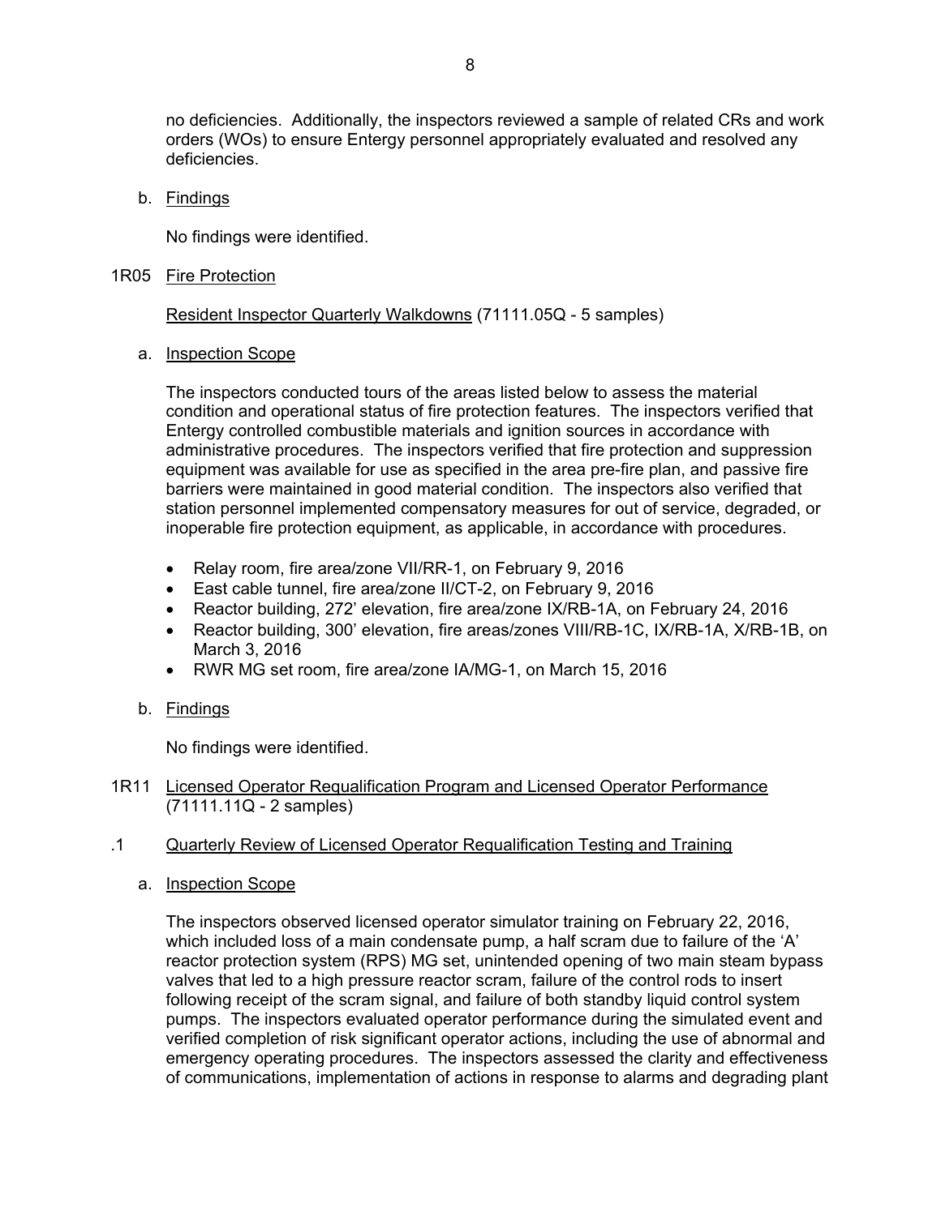no deficiencies. Additionally, the inspectors reviewed a sample of related CRs and work orders (WOs) to ensure Entergy personnel appropriately evaluated and resolved any deficiencies.

b. Findings

No findings were identified.

## 1R05 Fire Protection

Resident Inspector Quarterly Walkdowns (71111.05Q - 5 samples)

a. Inspection Scope

The inspectors conducted tours of the areas listed below to assess the material condition and operational status of fire protection features. The inspectors verified that Entergy controlled combustible materials and ignition sources in accordance with administrative procedures. The inspectors verified that fire protection and suppression equipment was available for use as specified in the area pre-fire plan, and passive fire barriers were maintained in good material condition. The inspectors also verified that station personnel implemented compensatory measures for out of service, degraded, or inoperable fire protection equipment, as applicable, in accordance with procedures.

- Relay room, fire area/zone VII/RR-1, on February 9, 2016
- East cable tunnel, fire area/zone II/CT-2, on February 9, 2016
- Reactor building, 272' elevation, fire area/zone IX/RB-1A, on February 24, 2016
- Reactor building, 300' elevation, fire areas/zones VIII/RB-1C, IX/RB-1A, X/RB-1B, on March 3, 2016
- RWR MG set room, fire area/zone IA/MG-1, on March 15, 2016

b. Findings

No findings were identified.

## 1R11 Licensed Operator Requalification Program and Licensed Operator Performance (71111.11Q - 2 samples)

### .1 Quarterly Review of Licensed Operator Requalification Testing and Training

a. Inspection Scope

The inspectors observed licensed operator simulator training on February 22, 2016, which included loss of a main condensate pump, a half scram due to failure of the 'A' reactor protection system (RPS) MG set, unintended opening of two main steam bypass valves that led to a high pressure reactor scram, failure of the control rods to insert following receipt of the scram signal, and failure of both standby liquid control system pumps. The inspectors evaluated operator performance during the simulated event and verified completion of risk significant operator actions, including the use of abnormal and emergency operating procedures. The inspectors assessed the clarity and effectiveness of communications, implementation of actions in response to alarms and degrading plant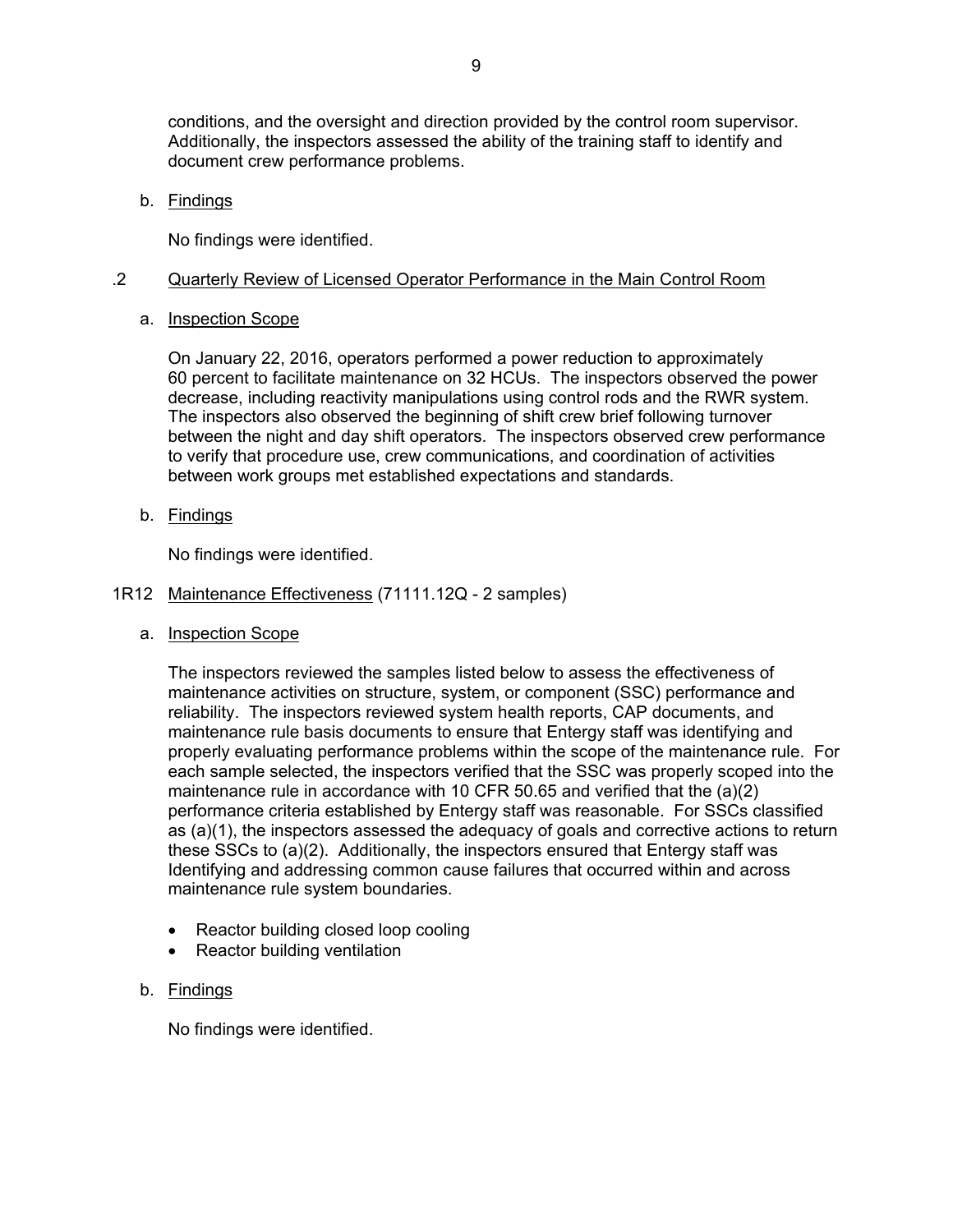conditions, and the oversight and direction provided by the control room supervisor. Additionally, the inspectors assessed the ability of the training staff to identify and document crew performance problems.

b. Findings

No findings were identified.

.2 Quarterly Review of Licensed Operator Performance in the Main Control Room

a. Inspection Scope

On January 22, 2016, operators performed a power reduction to approximately 60 percent to facilitate maintenance on 32 HCUs. The inspectors observed the power decrease, including reactivity manipulations using control rods and the RWR system. The inspectors also observed the beginning of shift crew brief following turnover between the night and day shift operators. The inspectors observed crew performance to verify that procedure use, crew communications, and coordination of activities between work groups met established expectations and standards.

b. Findings

No findings were identified.

1R12 Maintenance Effectiveness (71111.12Q - 2 samples)

a. Inspection Scope

The inspectors reviewed the samples listed below to assess the effectiveness of maintenance activities on structure, system, or component (SSC) performance and reliability. The inspectors reviewed system health reports, CAP documents, and maintenance rule basis documents to ensure that Entergy staff was identifying and properly evaluating performance problems within the scope of the maintenance rule. For each sample selected, the inspectors verified that the SSC was properly scoped into the maintenance rule in accordance with 10 CFR 50.65 and verified that the (a)(2) performance criteria established by Entergy staff was reasonable. For SSCs classified as (a)(1), the inspectors assessed the adequacy of goals and corrective actions to return these SSCs to (a)(2). Additionally, the inspectors ensured that Entergy staff was Identifying and addressing common cause failures that occurred within and across maintenance rule system boundaries.

- Reactor building closed loop cooling
- Reactor building ventilation

b. Findings

No findings were identified.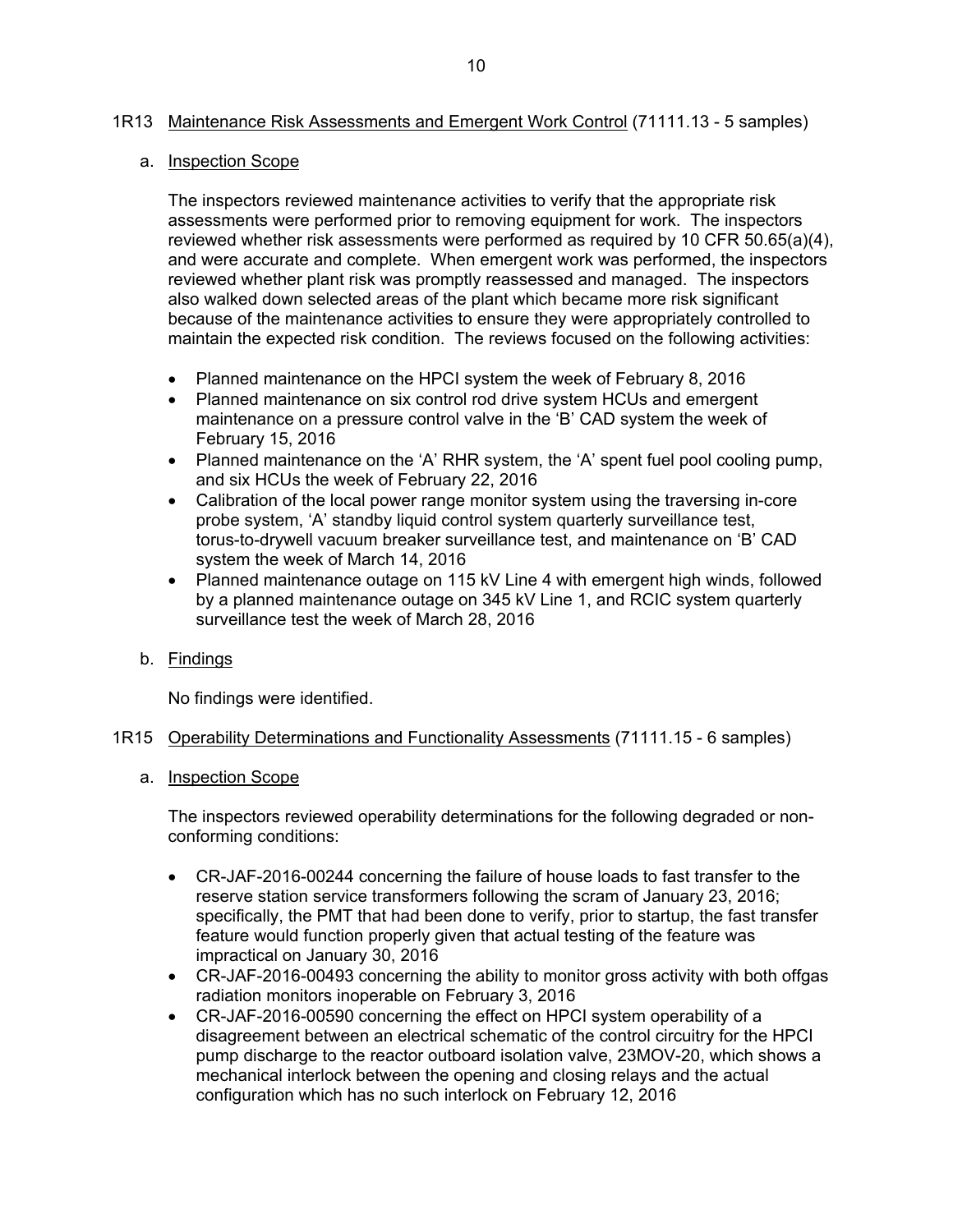## 1R13 Maintenance Risk Assessments and Emergent Work Control (71111.13 - 5 samples)

### a. Inspection Scope

The inspectors reviewed maintenance activities to verify that the appropriate risk assessments were performed prior to removing equipment for work. The inspectors reviewed whether risk assessments were performed as required by 10 CFR 50.65(a)(4), and were accurate and complete. When emergent work was performed, the inspectors reviewed whether plant risk was promptly reassessed and managed. The inspectors also walked down selected areas of the plant which became more risk significant because of the maintenance activities to ensure they were appropriately controlled to maintain the expected risk condition. The reviews focused on the following activities:

- Planned maintenance on the HPCI system the week of February 8, 2016
- Planned maintenance on six control rod drive system HCUs and emergent maintenance on a pressure control valve in the 'B' CAD system the week of February 15, 2016
- Planned maintenance on the 'A' RHR system, the 'A' spent fuel pool cooling pump, and six HCUs the week of February 22, 2016
- Calibration of the local power range monitor system using the traversing in-core probe system, 'A' standby liquid control system quarterly surveillance test, torus-to-drywell vacuum breaker surveillance test, and maintenance on 'B' CAD system the week of March 14, 2016
- Planned maintenance outage on 115 kV Line 4 with emergent high winds, followed by a planned maintenance outage on 345 kV Line 1, and RCIC system quarterly surveillance test the week of March 28, 2016

### b. Findings

No findings were identified.

## 1R15 Operability Determinations and Functionality Assessments (71111.15 - 6 samples)

### a. Inspection Scope

The inspectors reviewed operability determinations for the following degraded or non-conforming conditions:

- CR-JAF-2016-00244 concerning the failure of house loads to fast transfer to the reserve station service transformers following the scram of January 23, 2016; specifically, the PMT that had been done to verify, prior to startup, the fast transfer feature would function properly given that actual testing of the feature was impractical on January 30, 2016
- CR-JAF-2016-00493 concerning the ability to monitor gross activity with both offgas radiation monitors inoperable on February 3, 2016
- CR-JAF-2016-00590 concerning the effect on HPCI system operability of a disagreement between an electrical schematic of the control circuitry for the HPCI pump discharge to the reactor outboard isolation valve, 23MOV-20, which shows a mechanical interlock between the opening and closing relays and the actual configuration which has no such interlock on February 12, 2016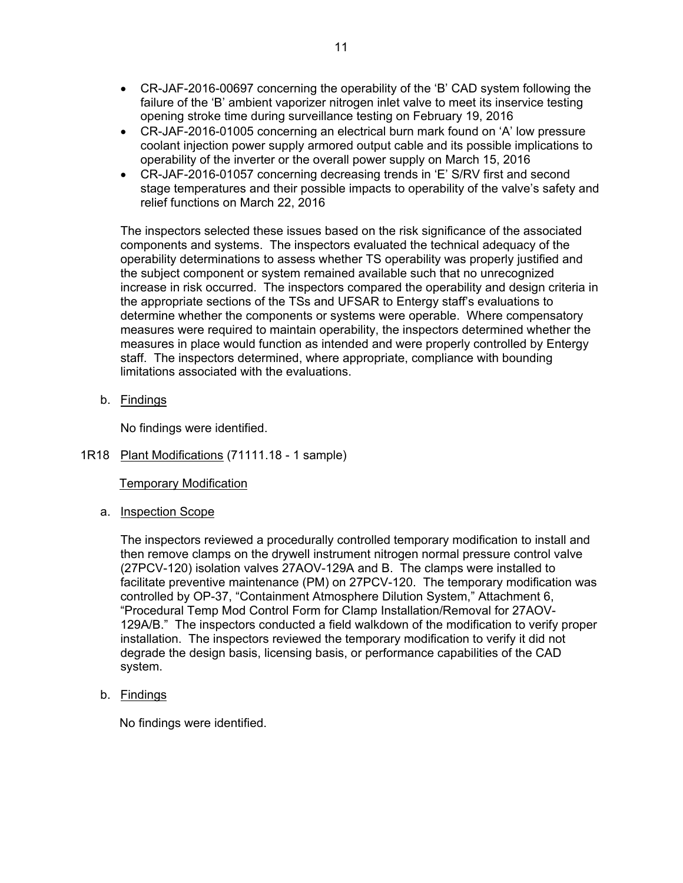- CR-JAF-2016-00697 concerning the operability of the 'B' CAD system following the failure of the 'B' ambient vaporizer nitrogen inlet valve to meet its inservice testing opening stroke time during surveillance testing on February 19, 2016
- CR-JAF-2016-01005 concerning an electrical burn mark found on 'A' low pressure coolant injection power supply armored output cable and its possible implications to operability of the inverter or the overall power supply on March 15, 2016
- CR-JAF-2016-01057 concerning decreasing trends in 'E' S/RV first and second stage temperatures and their possible impacts to operability of the valve's safety and relief functions on March 22, 2016

The inspectors selected these issues based on the risk significance of the associated components and systems. The inspectors evaluated the technical adequacy of the operability determinations to assess whether TS operability was properly justified and the subject component or system remained available such that no unrecognized increase in risk occurred. The inspectors compared the operability and design criteria in the appropriate sections of the TSs and UFSAR to Entergy staff's evaluations to determine whether the components or systems were operable. Where compensatory measures were required to maintain operability, the inspectors determined whether the measures in place would function as intended and were properly controlled by Entergy staff. The inspectors determined, where appropriate, compliance with bounding limitations associated with the evaluations.

b. Findings

No findings were identified.

1R18 Plant Modifications (71111.18 - 1 sample)

Temporary Modification

a. Inspection Scope

The inspectors reviewed a procedurally controlled temporary modification to install and then remove clamps on the drywell instrument nitrogen normal pressure control valve (27PCV-120) isolation valves 27AOV-129A and B. The clamps were installed to facilitate preventive maintenance (PM) on 27PCV-120. The temporary modification was controlled by OP-37, "Containment Atmosphere Dilution System," Attachment 6, "Procedural Temp Mod Control Form for Clamp Installation/Removal for 27AOV-129A/B." The inspectors conducted a field walkdown of the modification to verify proper installation. The inspectors reviewed the temporary modification to verify it did not degrade the design basis, licensing basis, or performance capabilities of the CAD system.

b. Findings

No findings were identified.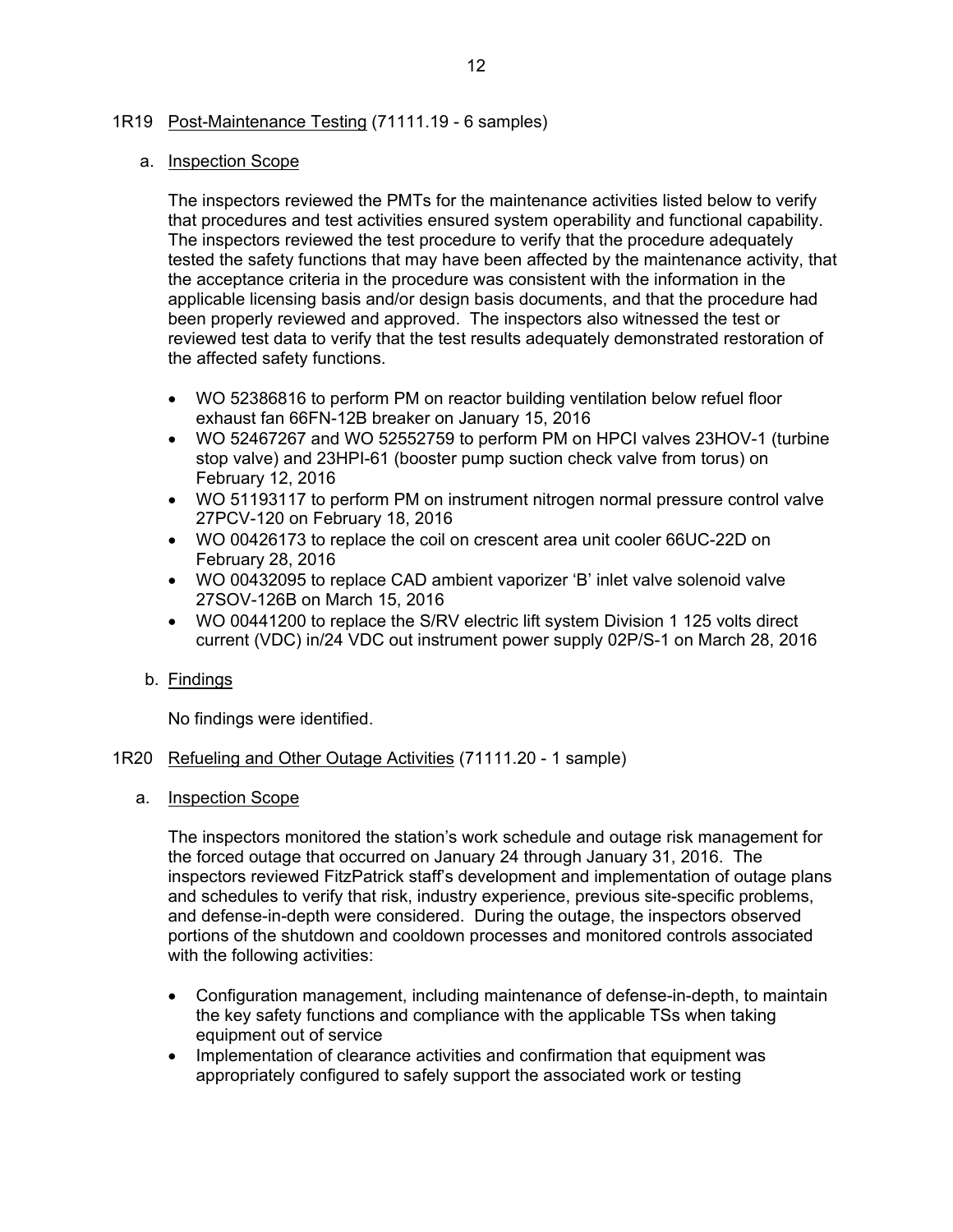## 1R19 Post-Maintenance Testing (71111.19 - 6 samples)

### a. Inspection Scope

The inspectors reviewed the PMTs for the maintenance activities listed below to verify that procedures and test activities ensured system operability and functional capability. The inspectors reviewed the test procedure to verify that the procedure adequately tested the safety functions that may have been affected by the maintenance activity, that the acceptance criteria in the procedure was consistent with the information in the applicable licensing basis and/or design basis documents, and that the procedure had been properly reviewed and approved. The inspectors also witnessed the test or reviewed test data to verify that the test results adequately demonstrated restoration of the affected safety functions.

- WO 52386816 to perform PM on reactor building ventilation below refuel floor exhaust fan 66FN-12B breaker on January 15, 2016
- WO 52467267 and WO 52552759 to perform PM on HPCI valves 23HOV-1 (turbine stop valve) and 23HPI-61 (booster pump suction check valve from torus) on February 12, 2016
- WO 51193117 to perform PM on instrument nitrogen normal pressure control valve 27PCV-120 on February 18, 2016
- WO 00426173 to replace the coil on crescent area unit cooler 66UC-22D on February 28, 2016
- WO 00432095 to replace CAD ambient vaporizer 'B' inlet valve solenoid valve 27SOV-126B on March 15, 2016
- WO 00441200 to replace the S/RV electric lift system Division 1 125 volts direct current (VDC) in/24 VDC out instrument power supply 02P/S-1 on March 28, 2016

### b. Findings

No findings were identified.

## 1R20 Refueling and Other Outage Activities (71111.20 - 1 sample)

### a. Inspection Scope

The inspectors monitored the station's work schedule and outage risk management for the forced outage that occurred on January 24 through January 31, 2016. The inspectors reviewed FitzPatrick staff's development and implementation of outage plans and schedules to verify that risk, industry experience, previous site-specific problems, and defense-in-depth were considered. During the outage, the inspectors observed portions of the shutdown and cooldown processes and monitored controls associated with the following activities:

- Configuration management, including maintenance of defense-in-depth, to maintain the key safety functions and compliance with the applicable TSs when taking equipment out of service
- Implementation of clearance activities and confirmation that equipment was appropriately configured to safely support the associated work or testing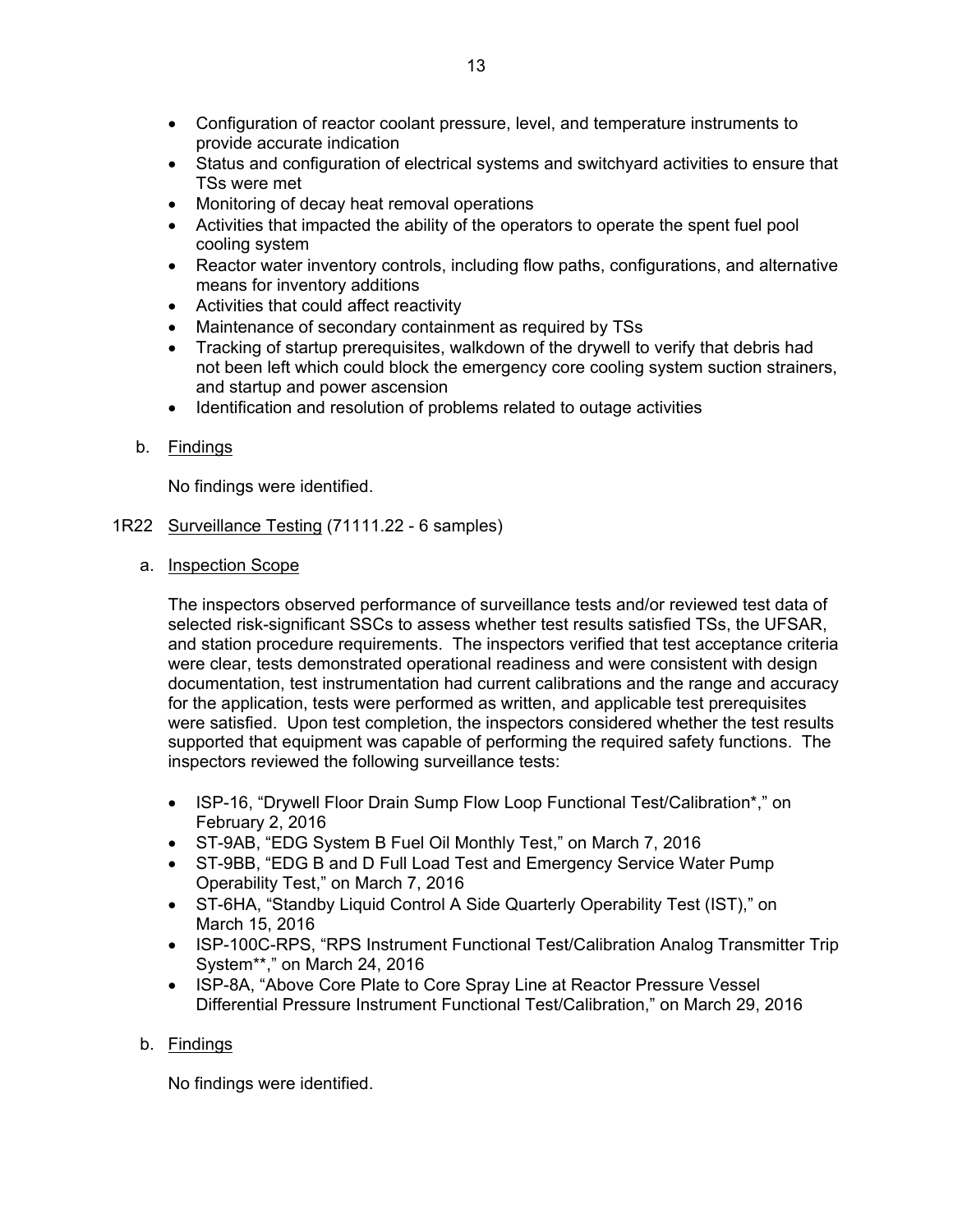- Configuration of reactor coolant pressure, level, and temperature instruments to provide accurate indication
- Status and configuration of electrical systems and switchyard activities to ensure that TSs were met
- Monitoring of decay heat removal operations
- Activities that impacted the ability of the operators to operate the spent fuel pool cooling system
- Reactor water inventory controls, including flow paths, configurations, and alternative means for inventory additions
- Activities that could affect reactivity
- Maintenance of secondary containment as required by TSs
- Tracking of startup prerequisites, walkdown of the drywell to verify that debris had not been left which could block the emergency core cooling system suction strainers, and startup and power ascension
- Identification and resolution of problems related to outage activities

b. Findings

No findings were identified.

1R22 Surveillance Testing (71111.22 - 6 samples)

a. Inspection Scope

The inspectors observed performance of surveillance tests and/or reviewed test data of selected risk-significant SSCs to assess whether test results satisfied TSs, the UFSAR, and station procedure requirements. The inspectors verified that test acceptance criteria were clear, tests demonstrated operational readiness and were consistent with design documentation, test instrumentation had current calibrations and the range and accuracy for the application, tests were performed as written, and applicable test prerequisites were satisfied. Upon test completion, the inspectors considered whether the test results supported that equipment was capable of performing the required safety functions. The inspectors reviewed the following surveillance tests:

- ISP-16, "Drywell Floor Drain Sump Flow Loop Functional Test/Calibration*," on February 2, 2016
- ST-9AB, "EDG System B Fuel Oil Monthly Test," on March 7, 2016
- ST-9BB, "EDG B and D Full Load Test and Emergency Service Water Pump Operability Test," on March 7, 2016
- ST-6HA, "Standby Liquid Control A Side Quarterly Operability Test (IST)," on March 15, 2016
- ISP-100C-RPS, "RPS Instrument Functional Test/Calibration Analog Transmitter Trip System**," on March 24, 2016
- ISP-8A, "Above Core Plate to Core Spray Line at Reactor Pressure Vessel Differential Pressure Instrument Functional Test/Calibration," on March 29, 2016

b. Findings

No findings were identified.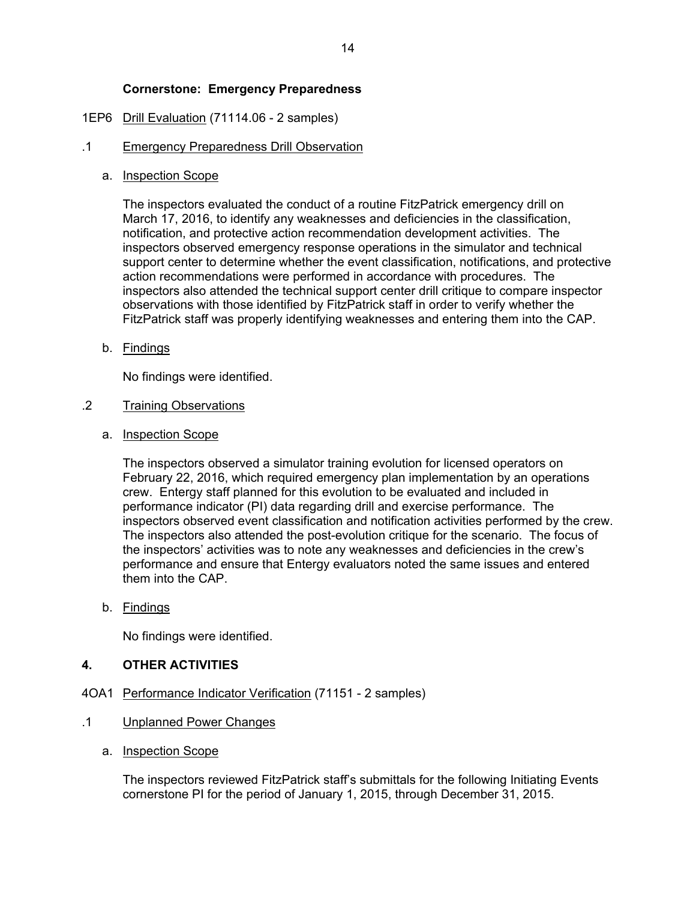**Cornerstone: Emergency Preparedness**

1EP6 Drill Evaluation (71114.06 - 2 samples)

.1 Emergency Preparedness Drill Observation

a. Inspection Scope

The inspectors evaluated the conduct of a routine FitzPatrick emergency drill on March 17, 2016, to identify any weaknesses and deficiencies in the classification, notification, and protective action recommendation development activities. The inspectors observed emergency response operations in the simulator and technical support center to determine whether the event classification, notifications, and protective action recommendations were performed in accordance with procedures. The inspectors also attended the technical support center drill critique to compare inspector observations with those identified by FitzPatrick staff in order to verify whether the FitzPatrick staff was properly identifying weaknesses and entering them into the CAP.

b. Findings

No findings were identified.

.2 Training Observations

a. Inspection Scope

The inspectors observed a simulator training evolution for licensed operators on February 22, 2016, which required emergency plan implementation by an operations crew. Entergy staff planned for this evolution to be evaluated and included in performance indicator (PI) data regarding drill and exercise performance. The inspectors observed event classification and notification activities performed by the crew. The inspectors also attended the post-evolution critique for the scenario. The focus of the inspectors' activities was to note any weaknesses and deficiencies in the crew's performance and ensure that Entergy evaluators noted the same issues and entered them into the CAP.

b. Findings

No findings were identified.

## 4. OTHER ACTIVITIES

4OA1 Performance Indicator Verification (71151 - 2 samples)

.1 Unplanned Power Changes

a. Inspection Scope

The inspectors reviewed FitzPatrick staff's submittals for the following Initiating Events cornerstone PI for the period of January 1, 2015, through December 31, 2015.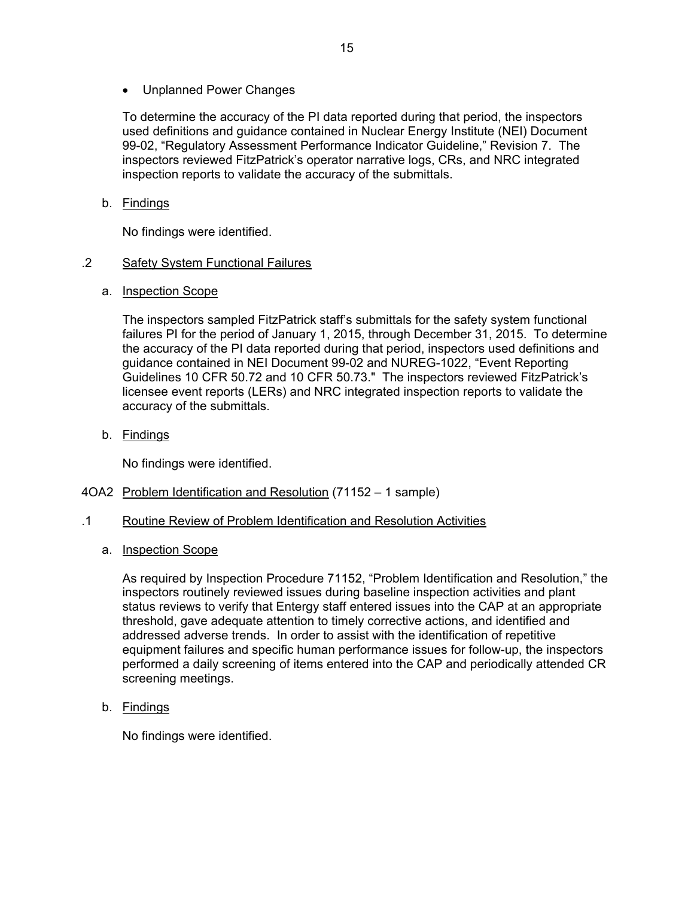- Unplanned Power Changes

To determine the accuracy of the PI data reported during that period, the inspectors used definitions and guidance contained in Nuclear Energy Institute (NEI) Document 99-02, "Regulatory Assessment Performance Indicator Guideline," Revision 7. The inspectors reviewed FitzPatrick's operator narrative logs, CRs, and NRC integrated inspection reports to validate the accuracy of the submittals.

b. Findings

No findings were identified.

.2 Safety System Functional Failures

a. Inspection Scope

The inspectors sampled FitzPatrick staff's submittals for the safety system functional failures PI for the period of January 1, 2015, through December 31, 2015. To determine the accuracy of the PI data reported during that period, inspectors used definitions and guidance contained in NEI Document 99-02 and NUREG-1022, "Event Reporting Guidelines 10 CFR 50.72 and 10 CFR 50.73." The inspectors reviewed FitzPatrick's licensee event reports (LERs) and NRC integrated inspection reports to validate the accuracy of the submittals.

b. Findings

No findings were identified.

4OA2 Problem Identification and Resolution (71152 – 1 sample)

.1 Routine Review of Problem Identification and Resolution Activities

a. Inspection Scope

As required by Inspection Procedure 71152, "Problem Identification and Resolution," the inspectors routinely reviewed issues during baseline inspection activities and plant status reviews to verify that Entergy staff entered issues into the CAP at an appropriate threshold, gave adequate attention to timely corrective actions, and identified and addressed adverse trends. In order to assist with the identification of repetitive equipment failures and specific human performance issues for follow-up, the inspectors performed a daily screening of items entered into the CAP and periodically attended CR screening meetings.

b. Findings

No findings were identified.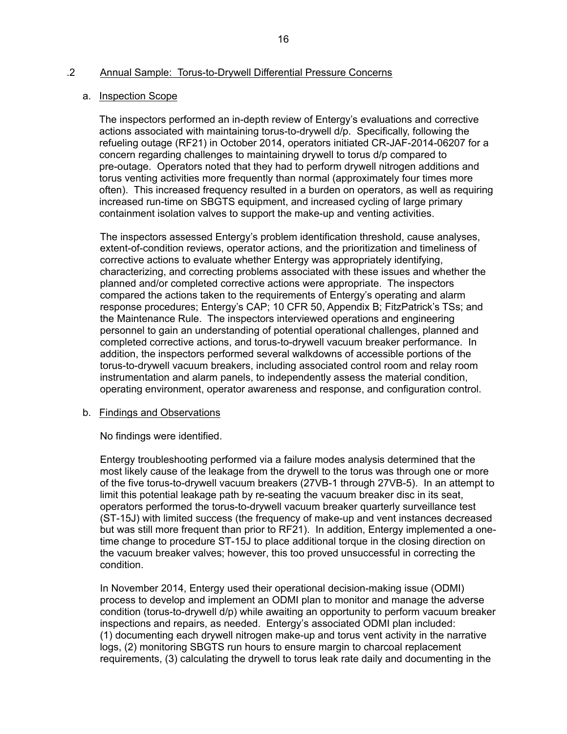## .2 Annual Sample: Torus-to-Drywell Differential Pressure Concerns

### a. Inspection Scope

The inspectors performed an in-depth review of Entergy's evaluations and corrective actions associated with maintaining torus-to-drywell d/p. Specifically, following the refueling outage (RF21) in October 2014, operators initiated CR-JAF-2014-06207 for a concern regarding challenges to maintaining drywell to torus d/p compared to pre-outage. Operators noted that they had to perform drywell nitrogen additions and torus venting activities more frequently than normal (approximately four times more often). This increased frequency resulted in a burden on operators, as well as requiring increased run-time on SBGTS equipment, and increased cycling of large primary containment isolation valves to support the make-up and venting activities.

The inspectors assessed Entergy's problem identification threshold, cause analyses, extent-of-condition reviews, operator actions, and the prioritization and timeliness of corrective actions to evaluate whether Entergy was appropriately identifying, characterizing, and correcting problems associated with these issues and whether the planned and/or completed corrective actions were appropriate. The inspectors compared the actions taken to the requirements of Entergy's operating and alarm response procedures; Entergy's CAP; 10 CFR 50, Appendix B; FitzPatrick's TSs; and the Maintenance Rule. The inspectors interviewed operations and engineering personnel to gain an understanding of potential operational challenges, planned and completed corrective actions, and torus-to-drywell vacuum breaker performance. In addition, the inspectors performed several walkdowns of accessible portions of the torus-to-drywell vacuum breakers, including associated control room and relay room instrumentation and alarm panels, to independently assess the material condition, operating environment, operator awareness and response, and configuration control.

### b. Findings and Observations

No findings were identified.

Entergy troubleshooting performed via a failure modes analysis determined that the most likely cause of the leakage from the drywell to the torus was through one or more of the five torus-to-drywell vacuum breakers (27VB-1 through 27VB-5). In an attempt to limit this potential leakage path by re-seating the vacuum breaker disc in its seat, operators performed the torus-to-drywell vacuum breaker quarterly surveillance test (ST-15J) with limited success (the frequency of make-up and vent instances decreased but was still more frequent than prior to RF21). In addition, Entergy implemented a one-time change to procedure ST-15J to place additional torque in the closing direction on the vacuum breaker valves; however, this too proved unsuccessful in correcting the condition.

In November 2014, Entergy used their operational decision-making issue (ODMI) process to develop and implement an ODMI plan to monitor and manage the adverse condition (torus-to-drywell d/p) while awaiting an opportunity to perform vacuum breaker inspections and repairs, as needed. Entergy's associated ODMI plan included: (1) documenting each drywell nitrogen make-up and torus vent activity in the narrative logs, (2) monitoring SBGTS run hours to ensure margin to charcoal replacement requirements, (3) calculating the drywell to torus leak rate daily and documenting in the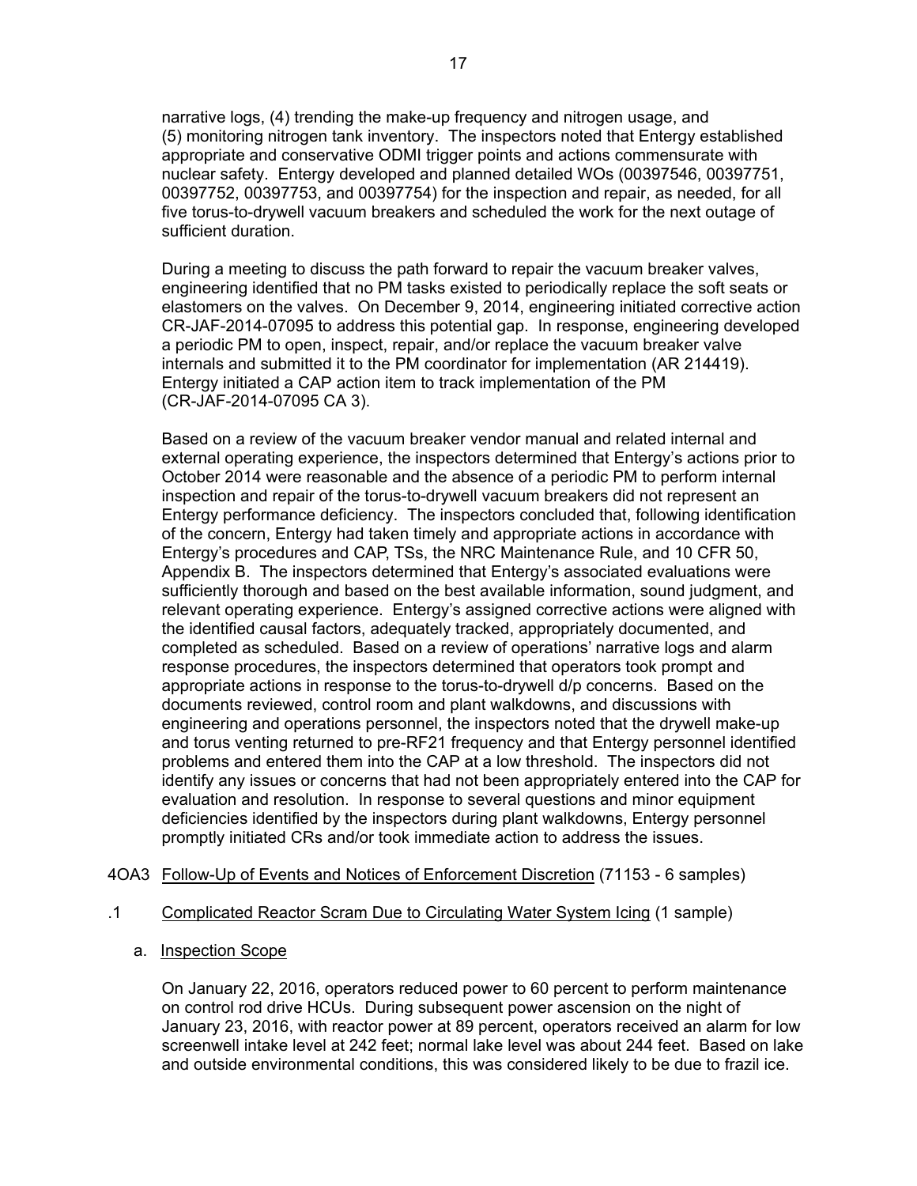narrative logs, (4) trending the make-up frequency and nitrogen usage, and (5) monitoring nitrogen tank inventory. The inspectors noted that Entergy established appropriate and conservative ODMI trigger points and actions commensurate with nuclear safety. Entergy developed and planned detailed WOs (00397546, 00397751, 00397752, 00397753, and 00397754) for the inspection and repair, as needed, for all five torus-to-drywell vacuum breakers and scheduled the work for the next outage of sufficient duration.

During a meeting to discuss the path forward to repair the vacuum breaker valves, engineering identified that no PM tasks existed to periodically replace the soft seats or elastomers on the valves. On December 9, 2014, engineering initiated corrective action CR-JAF-2014-07095 to address this potential gap. In response, engineering developed a periodic PM to open, inspect, repair, and/or replace the vacuum breaker valve internals and submitted it to the PM coordinator for implementation (AR 214419). Entergy initiated a CAP action item to track implementation of the PM (CR-JAF-2014-07095 CA 3).

Based on a review of the vacuum breaker vendor manual and related internal and external operating experience, the inspectors determined that Entergy's actions prior to October 2014 were reasonable and the absence of a periodic PM to perform internal inspection and repair of the torus-to-drywell vacuum breakers did not represent an Entergy performance deficiency. The inspectors concluded that, following identification of the concern, Entergy had taken timely and appropriate actions in accordance with Entergy's procedures and CAP, TSs, the NRC Maintenance Rule, and 10 CFR 50, Appendix B. The inspectors determined that Entergy's associated evaluations were sufficiently thorough and based on the best available information, sound judgment, and relevant operating experience. Entergy's assigned corrective actions were aligned with the identified causal factors, adequately tracked, appropriately documented, and completed as scheduled. Based on a review of operations' narrative logs and alarm response procedures, the inspectors determined that operators took prompt and appropriate actions in response to the torus-to-drywell d/p concerns. Based on the documents reviewed, control room and plant walkdowns, and discussions with engineering and operations personnel, the inspectors noted that the drywell make-up and torus venting returned to pre-RF21 frequency and that Entergy personnel identified problems and entered them into the CAP at a low threshold. The inspectors did not identify any issues or concerns that had not been appropriately entered into the CAP for evaluation and resolution. In response to several questions and minor equipment deficiencies identified by the inspectors during plant walkdowns, Entergy personnel promptly initiated CRs and/or took immediate action to address the issues.

## 4OA3 Follow-Up of Events and Notices of Enforcement Discretion (71153 - 6 samples)

### .1 Complicated Reactor Scram Due to Circulating Water System Icing (1 sample)

#### a. Inspection Scope

On January 22, 2016, operators reduced power to 60 percent to perform maintenance on control rod drive HCUs. During subsequent power ascension on the night of January 23, 2016, with reactor power at 89 percent, operators received an alarm for low screenwell intake level at 242 feet; normal lake level was about 244 feet. Based on lake and outside environmental conditions, this was considered likely to be due to frazil ice.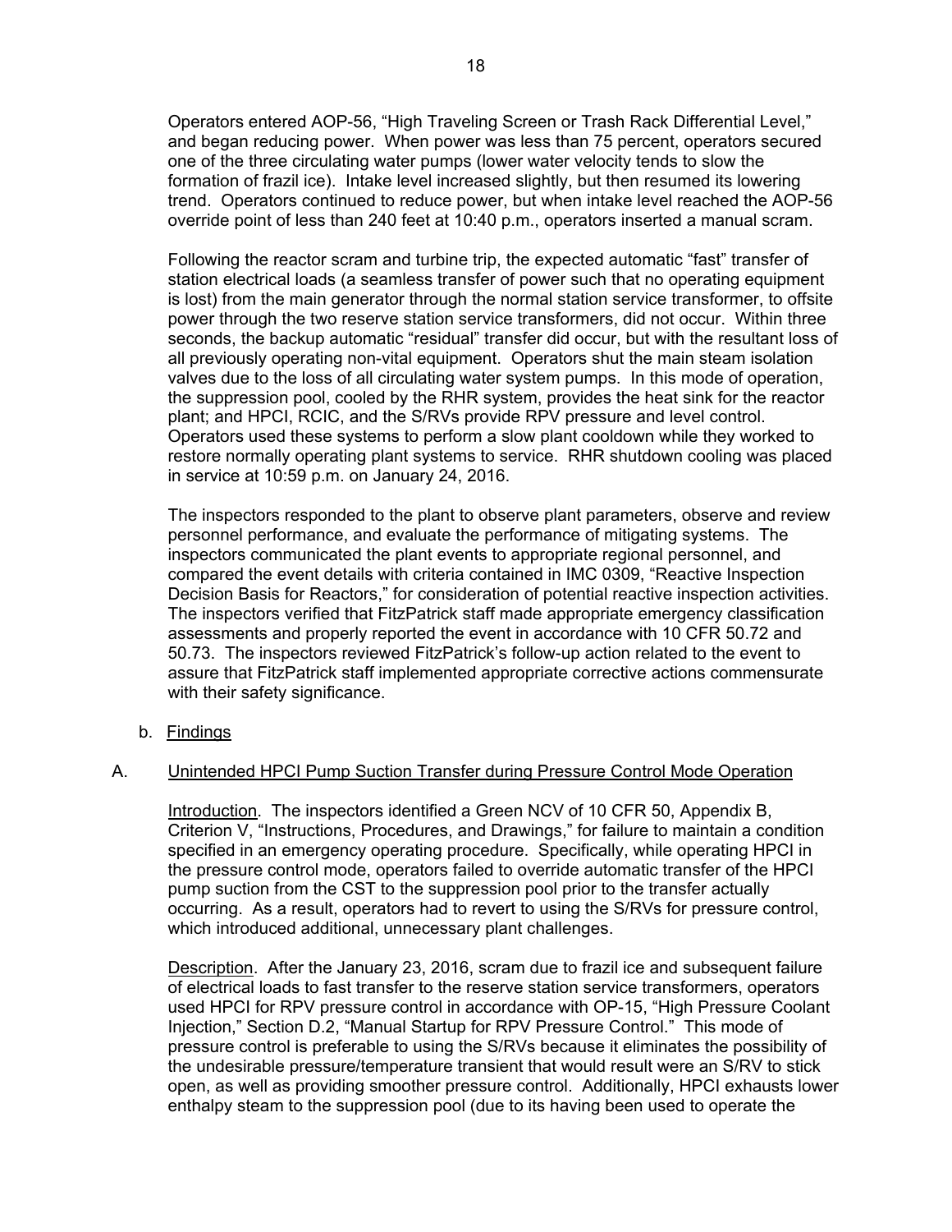Operators entered AOP-56, “High Traveling Screen or Trash Rack Differential Level,” and began reducing power. When power was less than 75 percent, operators secured one of the three circulating water pumps (lower water velocity tends to slow the formation of frazil ice). Intake level increased slightly, but then resumed its lowering trend. Operators continued to reduce power, but when intake level reached the AOP-56 override point of less than 240 feet at 10:40 p.m., operators inserted a manual scram.

Following the reactor scram and turbine trip, the expected automatic “fast” transfer of station electrical loads (a seamless transfer of power such that no operating equipment is lost) from the main generator through the normal station service transformer, to offsite power through the two reserve station service transformers, did not occur. Within three seconds, the backup automatic “residual” transfer did occur, but with the resultant loss of all previously operating non-vital equipment. Operators shut the main steam isolation valves due to the loss of all circulating water system pumps. In this mode of operation, the suppression pool, cooled by the RHR system, provides the heat sink for the reactor plant; and HPCI, RCIC, and the S/RVs provide RPV pressure and level control. Operators used these systems to perform a slow plant cooldown while they worked to restore normally operating plant systems to service. RHR shutdown cooling was placed in service at 10:59 p.m. on January 24, 2016.

The inspectors responded to the plant to observe plant parameters, observe and review personnel performance, and evaluate the performance of mitigating systems. The inspectors communicated the plant events to appropriate regional personnel, and compared the event details with criteria contained in IMC 0309, “Reactive Inspection Decision Basis for Reactors,” for consideration of potential reactive inspection activities. The inspectors verified that FitzPatrick staff made appropriate emergency classification assessments and properly reported the event in accordance with 10 CFR 50.72 and 50.73. The inspectors reviewed FitzPatrick’s follow-up action related to the event to assure that FitzPatrick staff implemented appropriate corrective actions commensurate with their safety significance.

b. Findings

A. Unintended HPCI Pump Suction Transfer during Pressure Control Mode Operation

Introduction. The inspectors identified a Green NCV of 10 CFR 50, Appendix B, Criterion V, “Instructions, Procedures, and Drawings,” for failure to maintain a condition specified in an emergency operating procedure. Specifically, while operating HPCI in the pressure control mode, operators failed to override automatic transfer of the HPCI pump suction from the CST to the suppression pool prior to the transfer actually occurring. As a result, operators had to revert to using the S/RVs for pressure control, which introduced additional, unnecessary plant challenges.

Description. After the January 23, 2016, scram due to frazil ice and subsequent failure of electrical loads to fast transfer to the reserve station service transformers, operators used HPCI for RPV pressure control in accordance with OP-15, “High Pressure Coolant Injection,” Section D.2, “Manual Startup for RPV Pressure Control.” This mode of pressure control is preferable to using the S/RVs because it eliminates the possibility of the undesirable pressure/temperature transient that would result were an S/RV to stick open, as well as providing smoother pressure control. Additionally, HPCI exhausts lower enthalpy steam to the suppression pool (due to its having been used to operate the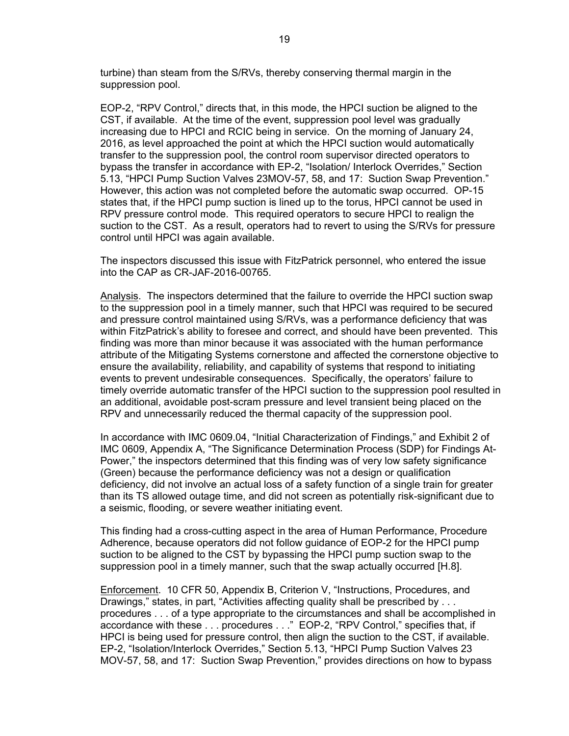turbine) than steam from the S/RVs, thereby conserving thermal margin in the suppression pool.

EOP-2, "RPV Control," directs that, in this mode, the HPCI suction be aligned to the CST, if available. At the time of the event, suppression pool level was gradually increasing due to HPCI and RCIC being in service. On the morning of January 24, 2016, as level approached the point at which the HPCI suction would automatically transfer to the suppression pool, the control room supervisor directed operators to bypass the transfer in accordance with EP-2, "Isolation/ Interlock Overrides," Section 5.13, "HPCI Pump Suction Valves 23MOV-57, 58, and 17: Suction Swap Prevention." However, this action was not completed before the automatic swap occurred. OP-15 states that, if the HPCI pump suction is lined up to the torus, HPCI cannot be used in RPV pressure control mode. This required operators to secure HPCI to realign the suction to the CST. As a result, operators had to revert to using the S/RVs for pressure control until HPCI was again available.

The inspectors discussed this issue with FitzPatrick personnel, who entered the issue into the CAP as CR-JAF-2016-00765.

Analysis. The inspectors determined that the failure to override the HPCI suction swap to the suppression pool in a timely manner, such that HPCI was required to be secured and pressure control maintained using S/RVs, was a performance deficiency that was within FitzPatrick's ability to foresee and correct, and should have been prevented. This finding was more than minor because it was associated with the human performance attribute of the Mitigating Systems cornerstone and affected the cornerstone objective to ensure the availability, reliability, and capability of systems that respond to initiating events to prevent undesirable consequences. Specifically, the operators' failure to timely override automatic transfer of the HPCI suction to the suppression pool resulted in an additional, avoidable post-scram pressure and level transient being placed on the RPV and unnecessarily reduced the thermal capacity of the suppression pool.

In accordance with IMC 0609.04, "Initial Characterization of Findings," and Exhibit 2 of IMC 0609, Appendix A, "The Significance Determination Process (SDP) for Findings At-Power," the inspectors determined that this finding was of very low safety significance (Green) because the performance deficiency was not a design or qualification deficiency, did not involve an actual loss of a safety function of a single train for greater than its TS allowed outage time, and did not screen as potentially risk-significant due to a seismic, flooding, or severe weather initiating event.

This finding had a cross-cutting aspect in the area of Human Performance, Procedure Adherence, because operators did not follow guidance of EOP-2 for the HPCI pump suction to be aligned to the CST by bypassing the HPCI pump suction swap to the suppression pool in a timely manner, such that the swap actually occurred [H.8].

Enforcement. 10 CFR 50, Appendix B, Criterion V, "Instructions, Procedures, and Drawings," states, in part, "Activities affecting quality shall be prescribed by . . . procedures . . . of a type appropriate to the circumstances and shall be accomplished in accordance with these . . . procedures . . ." EOP-2, "RPV Control," specifies that, if HPCI is being used for pressure control, then align the suction to the CST, if available. EP-2, "Isolation/Interlock Overrides," Section 5.13, "HPCI Pump Suction Valves 23 MOV-57, 58, and 17: Suction Swap Prevention," provides directions on how to bypass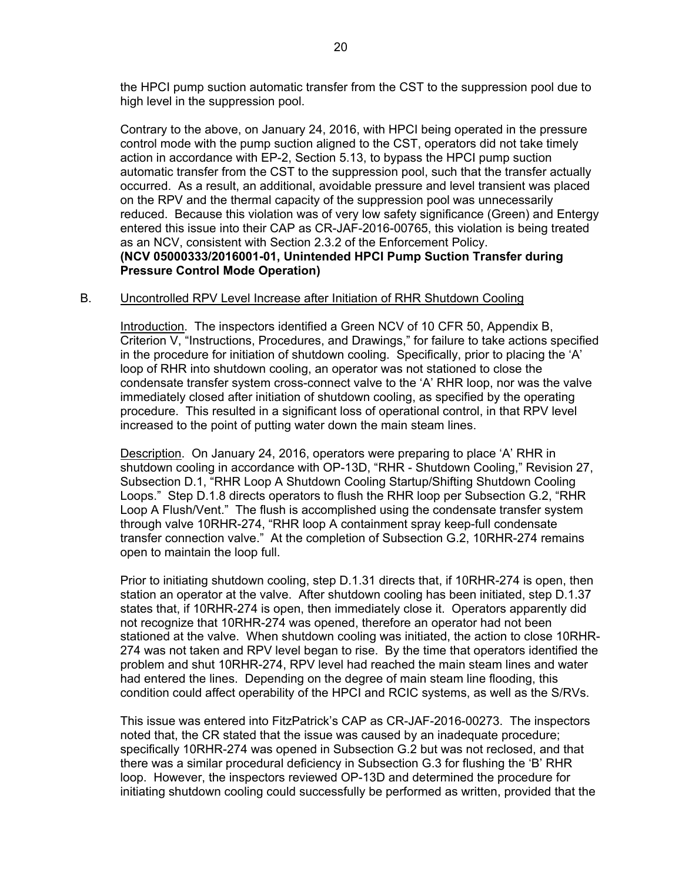the HPCI pump suction automatic transfer from the CST to the suppression pool due to high level in the suppression pool.

Contrary to the above, on January 24, 2016, with HPCI being operated in the pressure control mode with the pump suction aligned to the CST, operators did not take timely action in accordance with EP-2, Section 5.13, to bypass the HPCI pump suction automatic transfer from the CST to the suppression pool, such that the transfer actually occurred. As a result, an additional, avoidable pressure and level transient was placed on the RPV and the thermal capacity of the suppression pool was unnecessarily reduced. Because this violation was of very low safety significance (Green) and Entergy entered this issue into their CAP as CR-JAF-2016-00765, this violation is being treated as an NCV, consistent with Section 2.3.2 of the Enforcement Policy.
**(NCV 05000333/2016001-01, Unintended HPCI Pump Suction Transfer during Pressure Control Mode Operation)**

B. Uncontrolled RPV Level Increase after Initiation of RHR Shutdown Cooling

Introduction. The inspectors identified a Green NCV of 10 CFR 50, Appendix B, Criterion V, "Instructions, Procedures, and Drawings," for failure to take actions specified in the procedure for initiation of shutdown cooling. Specifically, prior to placing the 'A' loop of RHR into shutdown cooling, an operator was not stationed to close the condensate transfer system cross-connect valve to the 'A' RHR loop, nor was the valve immediately closed after initiation of shutdown cooling, as specified by the operating procedure. This resulted in a significant loss of operational control, in that RPV level increased to the point of putting water down the main steam lines.

Description. On January 24, 2016, operators were preparing to place 'A' RHR in shutdown cooling in accordance with OP-13D, "RHR - Shutdown Cooling," Revision 27, Subsection D.1, "RHR Loop A Shutdown Cooling Startup/Shifting Shutdown Cooling Loops." Step D.1.8 directs operators to flush the RHR loop per Subsection G.2, "RHR Loop A Flush/Vent." The flush is accomplished using the condensate transfer system through valve 10RHR-274, "RHR loop A containment spray keep-full condensate transfer connection valve." At the completion of Subsection G.2, 10RHR-274 remains open to maintain the loop full.

Prior to initiating shutdown cooling, step D.1.31 directs that, if 10RHR-274 is open, then station an operator at the valve. After shutdown cooling has been initiated, step D.1.37 states that, if 10RHR-274 is open, then immediately close it. Operators apparently did not recognize that 10RHR-274 was opened, therefore an operator had not been stationed at the valve. When shutdown cooling was initiated, the action to close 10RHR-274 was not taken and RPV level began to rise. By the time that operators identified the problem and shut 10RHR-274, RPV level had reached the main steam lines and water had entered the lines. Depending on the degree of main steam line flooding, this condition could affect operability of the HPCI and RCIC systems, as well as the S/RVs.

This issue was entered into FitzPatrick's CAP as CR-JAF-2016-00273. The inspectors noted that, the CR stated that the issue was caused by an inadequate procedure; specifically 10RHR-274 was opened in Subsection G.2 but was not reclosed, and that there was a similar procedural deficiency in Subsection G.3 for flushing the 'B' RHR loop. However, the inspectors reviewed OP-13D and determined the procedure for initiating shutdown cooling could successfully be performed as written, provided that the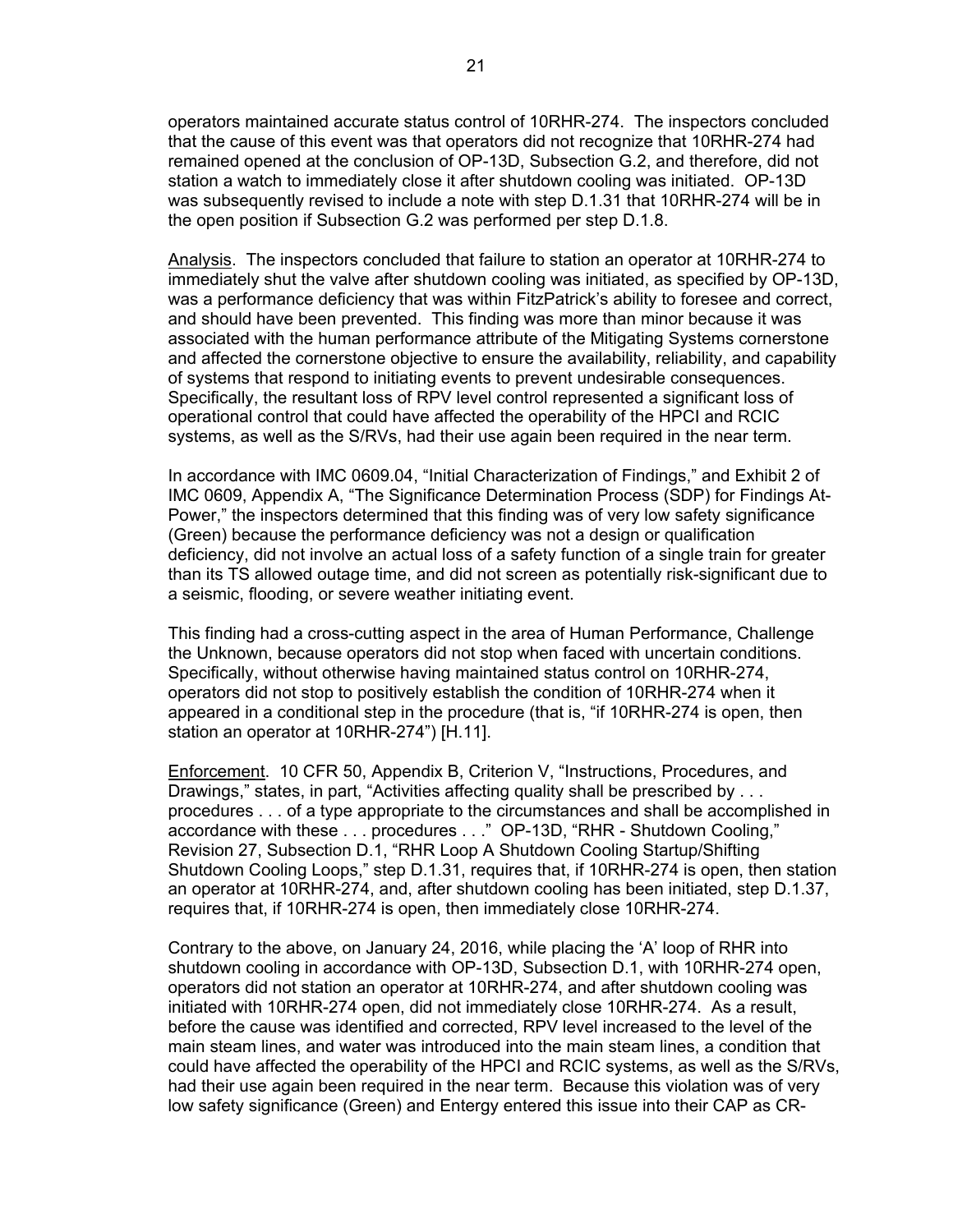operators maintained accurate status control of 10RHR-274. The inspectors concluded that the cause of this event was that operators did not recognize that 10RHR-274 had remained opened at the conclusion of OP-13D, Subsection G.2, and therefore, did not station a watch to immediately close it after shutdown cooling was initiated. OP-13D was subsequently revised to include a note with step D.1.31 that 10RHR-274 will be in the open position if Subsection G.2 was performed per step D.1.8.

Analysis. The inspectors concluded that failure to station an operator at 10RHR-274 to immediately shut the valve after shutdown cooling was initiated, as specified by OP-13D, was a performance deficiency that was within FitzPatrick's ability to foresee and correct, and should have been prevented. This finding was more than minor because it was associated with the human performance attribute of the Mitigating Systems cornerstone and affected the cornerstone objective to ensure the availability, reliability, and capability of systems that respond to initiating events to prevent undesirable consequences. Specifically, the resultant loss of RPV level control represented a significant loss of operational control that could have affected the operability of the HPCI and RCIC systems, as well as the S/RVs, had their use again been required in the near term.

In accordance with IMC 0609.04, "Initial Characterization of Findings," and Exhibit 2 of IMC 0609, Appendix A, "The Significance Determination Process (SDP) for Findings At-Power," the inspectors determined that this finding was of very low safety significance (Green) because the performance deficiency was not a design or qualification deficiency, did not involve an actual loss of a safety function of a single train for greater than its TS allowed outage time, and did not screen as potentially risk-significant due to a seismic, flooding, or severe weather initiating event.

This finding had a cross-cutting aspect in the area of Human Performance, Challenge the Unknown, because operators did not stop when faced with uncertain conditions. Specifically, without otherwise having maintained status control on 10RHR-274, operators did not stop to positively establish the condition of 10RHR-274 when it appeared in a conditional step in the procedure (that is, "if 10RHR-274 is open, then station an operator at 10RHR-274") [H.11].

Enforcement. 10 CFR 50, Appendix B, Criterion V, "Instructions, Procedures, and Drawings," states, in part, "Activities affecting quality shall be prescribed by . . . procedures . . . of a type appropriate to the circumstances and shall be accomplished in accordance with these . . . procedures . . ." OP-13D, "RHR - Shutdown Cooling," Revision 27, Subsection D.1, "RHR Loop A Shutdown Cooling Startup/Shifting Shutdown Cooling Loops," step D.1.31, requires that, if 10RHR-274 is open, then station an operator at 10RHR-274, and, after shutdown cooling has been initiated, step D.1.37, requires that, if 10RHR-274 is open, then immediately close 10RHR-274.

Contrary to the above, on January 24, 2016, while placing the 'A' loop of RHR into shutdown cooling in accordance with OP-13D, Subsection D.1, with 10RHR-274 open, operators did not station an operator at 10RHR-274, and after shutdown cooling was initiated with 10RHR-274 open, did not immediately close 10RHR-274. As a result, before the cause was identified and corrected, RPV level increased to the level of the main steam lines, and water was introduced into the main steam lines, a condition that could have affected the operability of the HPCI and RCIC systems, as well as the S/RVs, had their use again been required in the near term. Because this violation was of very low safety significance (Green) and Entergy entered this issue into their CAP as CR-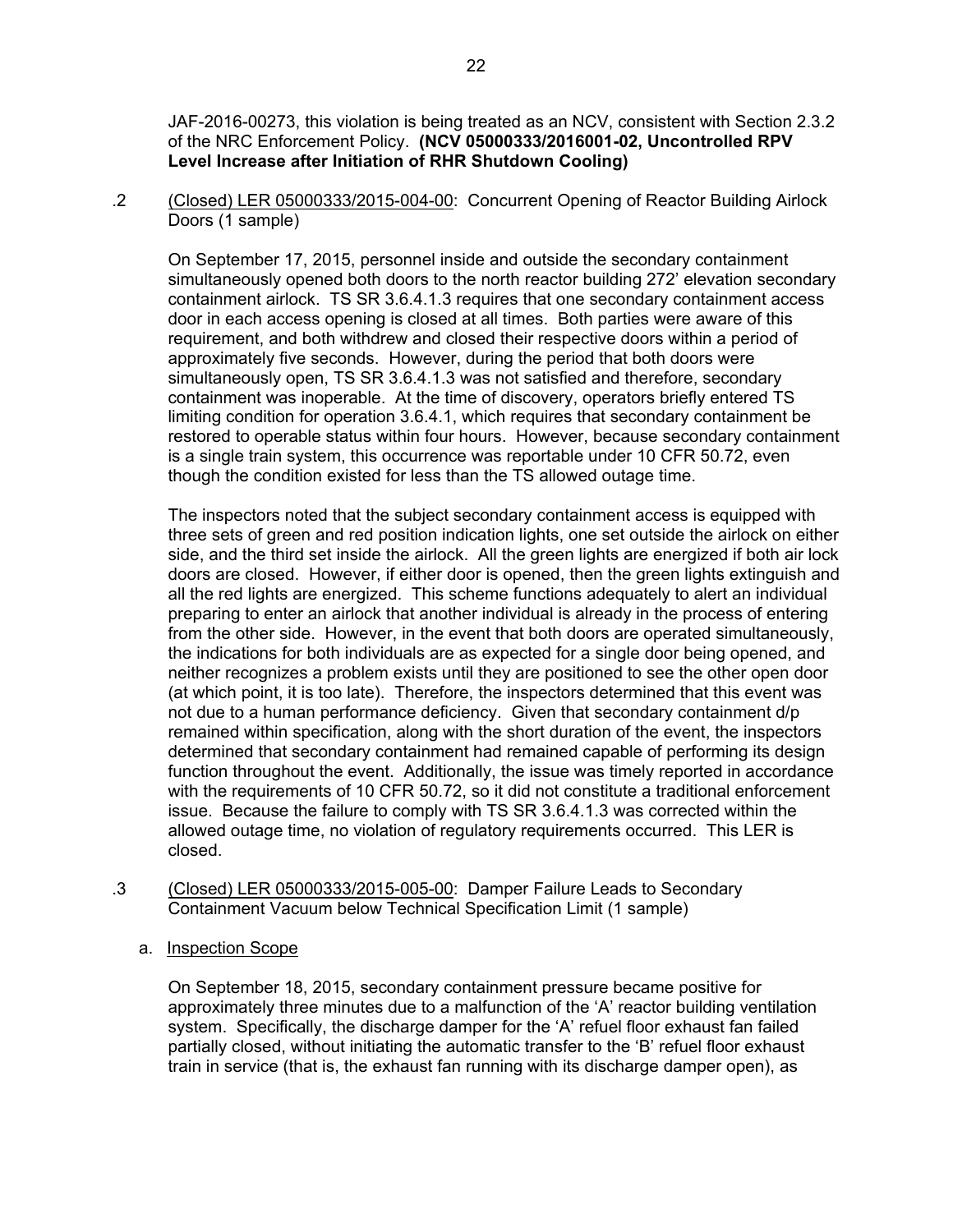JAF-2016-00273, this violation is being treated as an NCV, consistent with Section 2.3.2 of the NRC Enforcement Policy. **(NCV 05000333/2016001-02, Uncontrolled RPV Level Increase after Initiation of RHR Shutdown Cooling)**

.2 (Closed) LER 05000333/2015-004-00: Concurrent Opening of Reactor Building Airlock Doors (1 sample)

On September 17, 2015, personnel inside and outside the secondary containment simultaneously opened both doors to the north reactor building 272' elevation secondary containment airlock. TS SR 3.6.4.1.3 requires that one secondary containment access door in each access opening is closed at all times. Both parties were aware of this requirement, and both withdrew and closed their respective doors within a period of approximately five seconds. However, during the period that both doors were simultaneously open, TS SR 3.6.4.1.3 was not satisfied and therefore, secondary containment was inoperable. At the time of discovery, operators briefly entered TS limiting condition for operation 3.6.4.1, which requires that secondary containment be restored to operable status within four hours. However, because secondary containment is a single train system, this occurrence was reportable under 10 CFR 50.72, even though the condition existed for less than the TS allowed outage time.

The inspectors noted that the subject secondary containment access is equipped with three sets of green and red position indication lights, one set outside the airlock on either side, and the third set inside the airlock. All the green lights are energized if both air lock doors are closed. However, if either door is opened, then the green lights extinguish and all the red lights are energized. This scheme functions adequately to alert an individual preparing to enter an airlock that another individual is already in the process of entering from the other side. However, in the event that both doors are operated simultaneously, the indications for both individuals are as expected for a single door being opened, and neither recognizes a problem exists until they are positioned to see the other open door (at which point, it is too late). Therefore, the inspectors determined that this event was not due to a human performance deficiency. Given that secondary containment d/p remained within specification, along with the short duration of the event, the inspectors determined that secondary containment had remained capable of performing its design function throughout the event. Additionally, the issue was timely reported in accordance with the requirements of 10 CFR 50.72, so it did not constitute a traditional enforcement issue. Because the failure to comply with TS SR 3.6.4.1.3 was corrected within the allowed outage time, no violation of regulatory requirements occurred. This LER is closed.

.3 (Closed) LER 05000333/2015-005-00: Damper Failure Leads to Secondary Containment Vacuum below Technical Specification Limit (1 sample)

a. Inspection Scope

On September 18, 2015, secondary containment pressure became positive for approximately three minutes due to a malfunction of the 'A' reactor building ventilation system. Specifically, the discharge damper for the 'A' refuel floor exhaust fan failed partially closed, without initiating the automatic transfer to the 'B' refuel floor exhaust train in service (that is, the exhaust fan running with its discharge damper open), as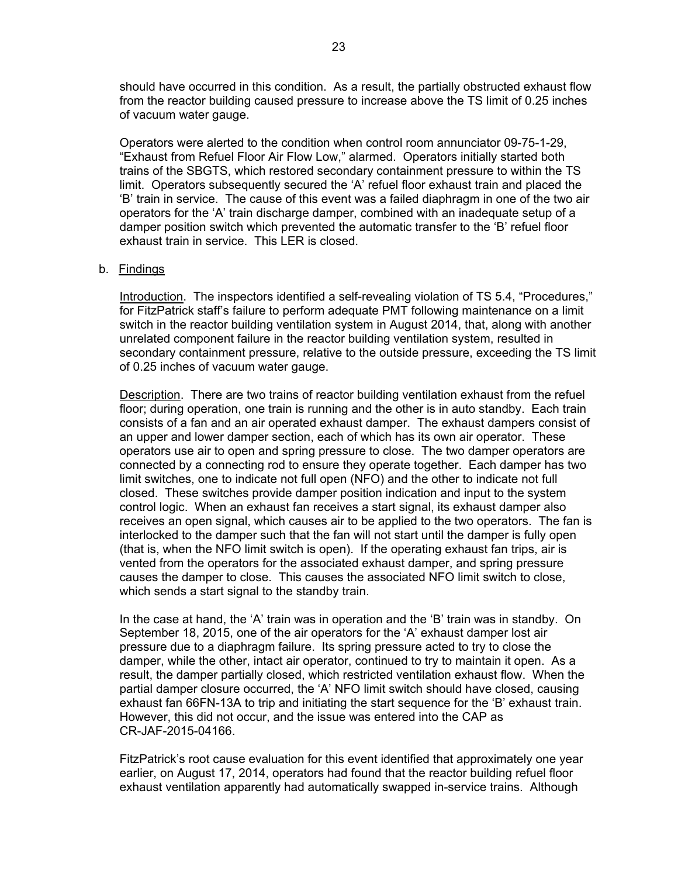should have occurred in this condition. As a result, the partially obstructed exhaust flow from the reactor building caused pressure to increase above the TS limit of 0.25 inches of vacuum water gauge.

Operators were alerted to the condition when control room annunciator 09-75-1-29, "Exhaust from Refuel Floor Air Flow Low," alarmed. Operators initially started both trains of the SBGTS, which restored secondary containment pressure to within the TS limit. Operators subsequently secured the 'A' refuel floor exhaust train and placed the 'B' train in service. The cause of this event was a failed diaphragm in one of the two air operators for the 'A' train discharge damper, combined with an inadequate setup of a damper position switch which prevented the automatic transfer to the 'B' refuel floor exhaust train in service. This LER is closed.

b. Findings

Introduction. The inspectors identified a self-revealing violation of TS 5.4, "Procedures," for FitzPatrick staff's failure to perform adequate PMT following maintenance on a limit switch in the reactor building ventilation system in August 2014, that, along with another unrelated component failure in the reactor building ventilation system, resulted in secondary containment pressure, relative to the outside pressure, exceeding the TS limit of 0.25 inches of vacuum water gauge.

Description. There are two trains of reactor building ventilation exhaust from the refuel floor; during operation, one train is running and the other is in auto standby. Each train consists of a fan and an air operated exhaust damper. The exhaust dampers consist of an upper and lower damper section, each of which has its own air operator. These operators use air to open and spring pressure to close. The two damper operators are connected by a connecting rod to ensure they operate together. Each damper has two limit switches, one to indicate not full open (NFO) and the other to indicate not full closed. These switches provide damper position indication and input to the system control logic. When an exhaust fan receives a start signal, its exhaust damper also receives an open signal, which causes air to be applied to the two operators. The fan is interlocked to the damper such that the fan will not start until the damper is fully open (that is, when the NFO limit switch is open). If the operating exhaust fan trips, air is vented from the operators for the associated exhaust damper, and spring pressure causes the damper to close. This causes the associated NFO limit switch to close, which sends a start signal to the standby train.

In the case at hand, the 'A' train was in operation and the 'B' train was in standby. On September 18, 2015, one of the air operators for the 'A' exhaust damper lost air pressure due to a diaphragm failure. Its spring pressure acted to try to close the damper, while the other, intact air operator, continued to try to maintain it open. As a result, the damper partially closed, which restricted ventilation exhaust flow. When the partial damper closure occurred, the 'A' NFO limit switch should have closed, causing exhaust fan 66FN-13A to trip and initiating the start sequence for the 'B' exhaust train. However, this did not occur, and the issue was entered into the CAP as CR-JAF-2015-04166.

FitzPatrick's root cause evaluation for this event identified that approximately one year earlier, on August 17, 2014, operators had found that the reactor building refuel floor exhaust ventilation apparently had automatically swapped in-service trains. Although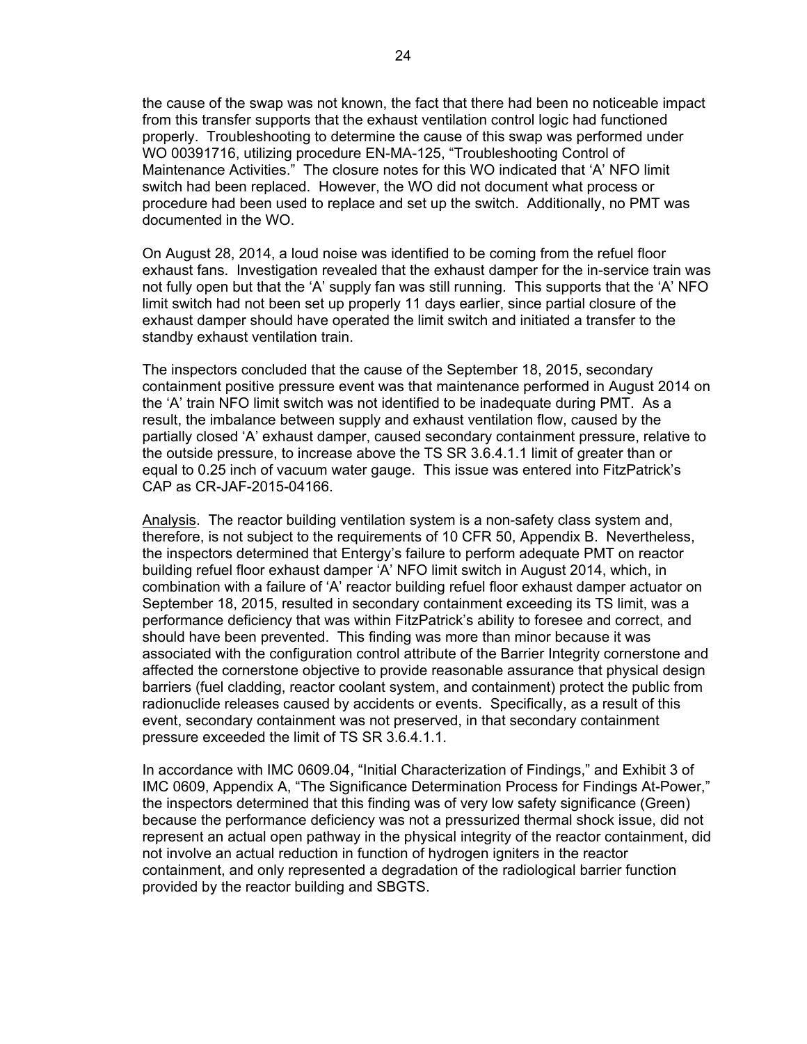the cause of the swap was not known, the fact that there had been no noticeable impact from this transfer supports that the exhaust ventilation control logic had functioned properly. Troubleshooting to determine the cause of this swap was performed under WO 00391716, utilizing procedure EN-MA-125, "Troubleshooting Control of Maintenance Activities." The closure notes for this WO indicated that 'A' NFO limit switch had been replaced. However, the WO did not document what process or procedure had been used to replace and set up the switch. Additionally, no PMT was documented in the WO.

On August 28, 2014, a loud noise was identified to be coming from the refuel floor exhaust fans. Investigation revealed that the exhaust damper for the in-service train was not fully open but that the 'A' supply fan was still running. This supports that the 'A' NFO limit switch had not been set up properly 11 days earlier, since partial closure of the exhaust damper should have operated the limit switch and initiated a transfer to the standby exhaust ventilation train.

The inspectors concluded that the cause of the September 18, 2015, secondary containment positive pressure event was that maintenance performed in August 2014 on the 'A' train NFO limit switch was not identified to be inadequate during PMT. As a result, the imbalance between supply and exhaust ventilation flow, caused by the partially closed 'A' exhaust damper, caused secondary containment pressure, relative to the outside pressure, to increase above the TS SR 3.6.4.1.1 limit of greater than or equal to 0.25 inch of vacuum water gauge. This issue was entered into FitzPatrick's CAP as CR-JAF-2015-04166.

Analysis. The reactor building ventilation system is a non-safety class system and, therefore, is not subject to the requirements of 10 CFR 50, Appendix B. Nevertheless, the inspectors determined that Entergy's failure to perform adequate PMT on reactor building refuel floor exhaust damper 'A' NFO limit switch in August 2014, which, in combination with a failure of 'A' reactor building refuel floor exhaust damper actuator on September 18, 2015, resulted in secondary containment exceeding its TS limit, was a performance deficiency that was within FitzPatrick's ability to foresee and correct, and should have been prevented. This finding was more than minor because it was associated with the configuration control attribute of the Barrier Integrity cornerstone and affected the cornerstone objective to provide reasonable assurance that physical design barriers (fuel cladding, reactor coolant system, and containment) protect the public from radionuclide releases caused by accidents or events. Specifically, as a result of this event, secondary containment was not preserved, in that secondary containment pressure exceeded the limit of TS SR 3.6.4.1.1.

In accordance with IMC 0609.04, "Initial Characterization of Findings," and Exhibit 3 of IMC 0609, Appendix A, "The Significance Determination Process for Findings At-Power," the inspectors determined that this finding was of very low safety significance (Green) because the performance deficiency was not a pressurized thermal shock issue, did not represent an actual open pathway in the physical integrity of the reactor containment, did not involve an actual reduction in function of hydrogen igniters in the reactor containment, and only represented a degradation of the radiological barrier function provided by the reactor building and SBGTS.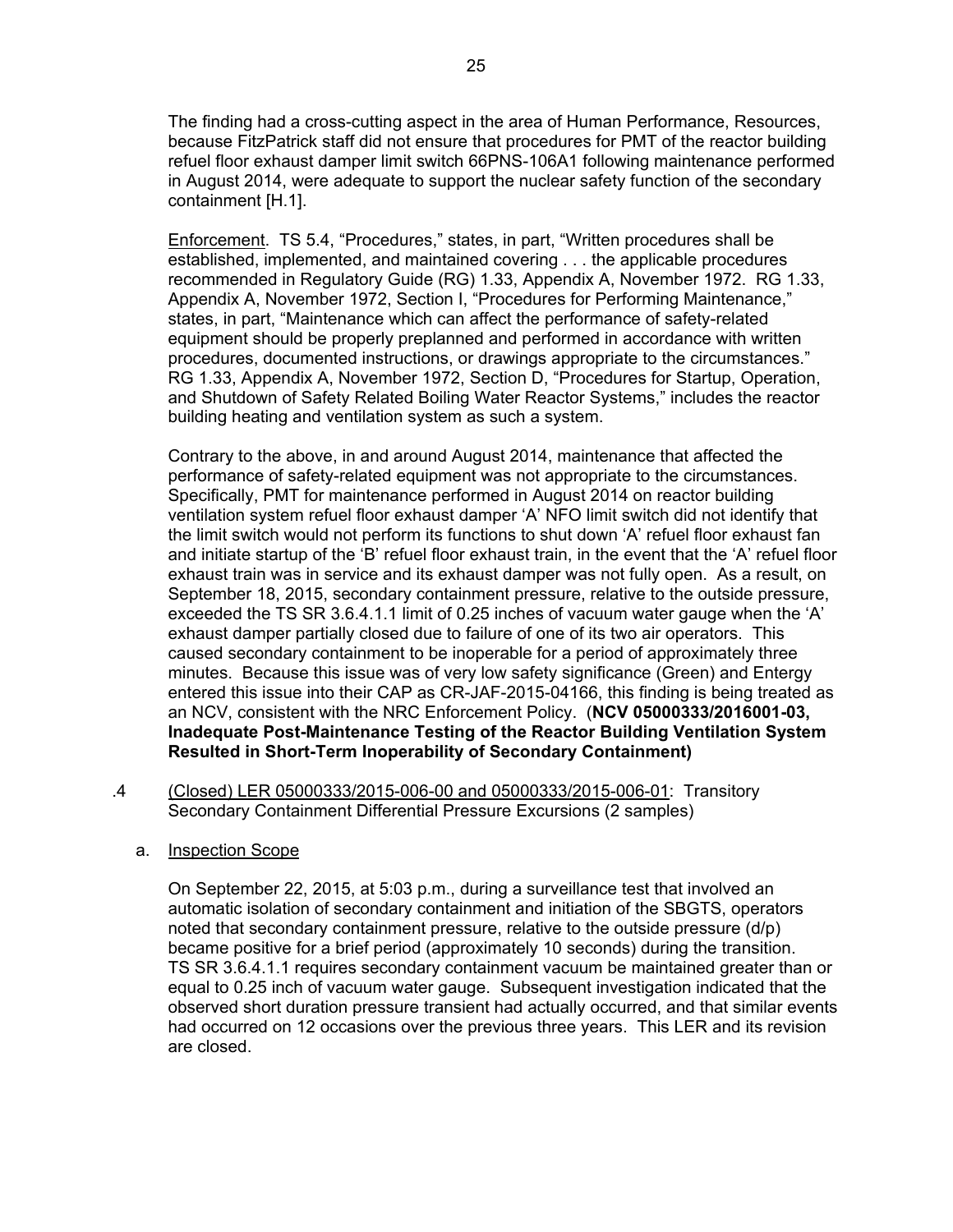The finding had a cross-cutting aspect in the area of Human Performance, Resources, because FitzPatrick staff did not ensure that procedures for PMT of the reactor building refuel floor exhaust damper limit switch 66PNS-106A1 following maintenance performed in August 2014, were adequate to support the nuclear safety function of the secondary containment [H.1].

Enforcement. TS 5.4, "Procedures," states, in part, "Written procedures shall be established, implemented, and maintained covering . . . the applicable procedures recommended in Regulatory Guide (RG) 1.33, Appendix A, November 1972. RG 1.33, Appendix A, November 1972, Section I, "Procedures for Performing Maintenance," states, in part, "Maintenance which can affect the performance of safety-related equipment should be properly preplanned and performed in accordance with written procedures, documented instructions, or drawings appropriate to the circumstances." RG 1.33, Appendix A, November 1972, Section D, "Procedures for Startup, Operation, and Shutdown of Safety Related Boiling Water Reactor Systems," includes the reactor building heating and ventilation system as such a system.

Contrary to the above, in and around August 2014, maintenance that affected the performance of safety-related equipment was not appropriate to the circumstances. Specifically, PMT for maintenance performed in August 2014 on reactor building ventilation system refuel floor exhaust damper 'A' NFO limit switch did not identify that the limit switch would not perform its functions to shut down 'A' refuel floor exhaust fan and initiate startup of the 'B' refuel floor exhaust train, in the event that the 'A' refuel floor exhaust train was in service and its exhaust damper was not fully open. As a result, on September 18, 2015, secondary containment pressure, relative to the outside pressure, exceeded the TS SR 3.6.4.1.1 limit of 0.25 inches of vacuum water gauge when the 'A' exhaust damper partially closed due to failure of one of its two air operators. This caused secondary containment to be inoperable for a period of approximately three minutes. Because this issue was of very low safety significance (Green) and Entergy entered this issue into their CAP as CR-JAF-2015-04166, this finding is being treated as an NCV, consistent with the NRC Enforcement Policy. (**NCV 05000333/2016001-03, Inadequate Post-Maintenance Testing of the Reactor Building Ventilation System Resulted in Short-Term Inoperability of Secondary Containment)**

.4 (Closed) LER 05000333/2015-006-00 and 05000333/2015-006-01: Transitory Secondary Containment Differential Pressure Excursions (2 samples)

a. Inspection Scope

On September 22, 2015, at 5:03 p.m., during a surveillance test that involved an automatic isolation of secondary containment and initiation of the SBGTS, operators noted that secondary containment pressure, relative to the outside pressure (d/p) became positive for a brief period (approximately 10 seconds) during the transition. TS SR 3.6.4.1.1 requires secondary containment vacuum be maintained greater than or equal to 0.25 inch of vacuum water gauge. Subsequent investigation indicated that the observed short duration pressure transient had actually occurred, and that similar events had occurred on 12 occasions over the previous three years. This LER and its revision are closed.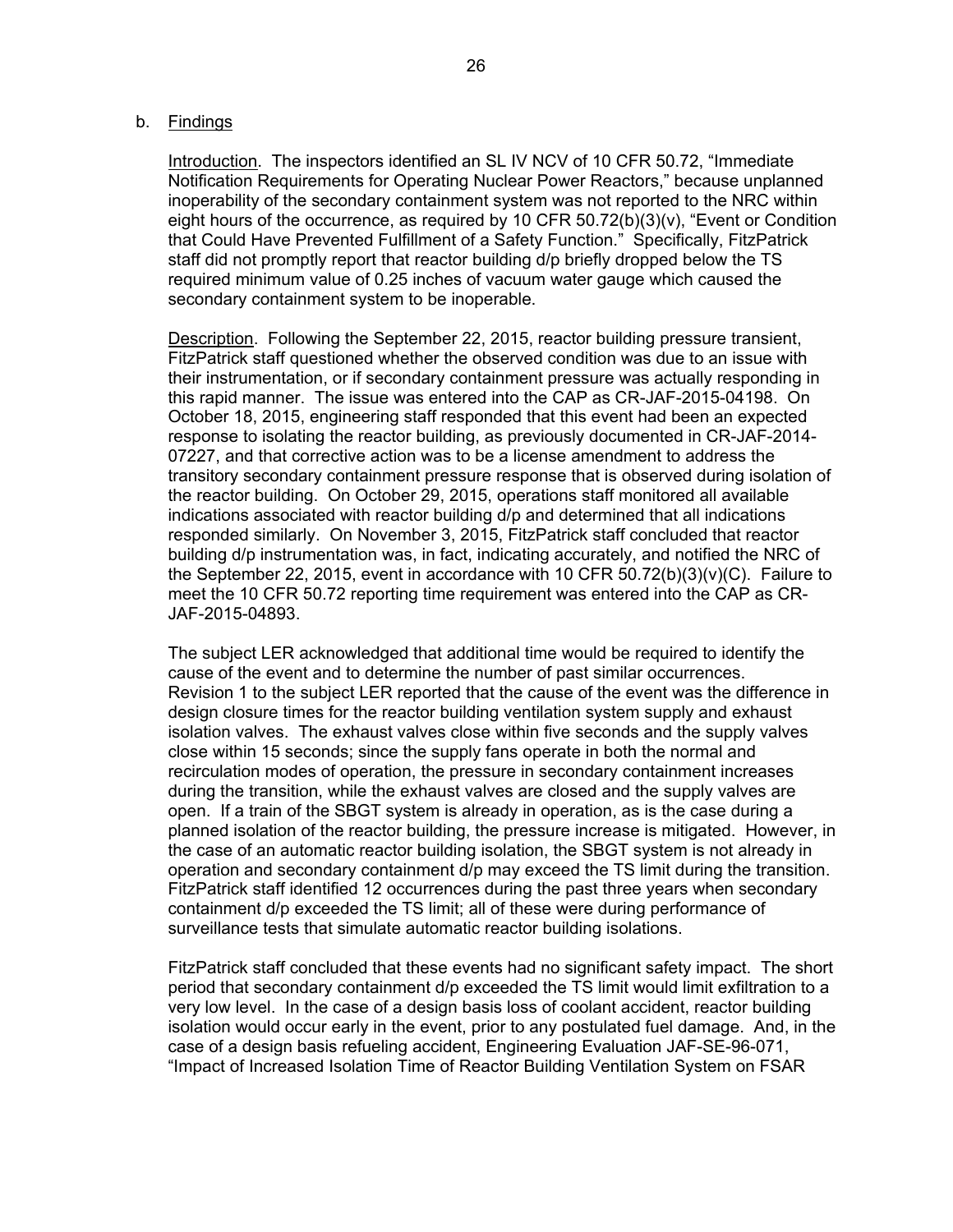b. Findings

Introduction. The inspectors identified an SL IV NCV of 10 CFR 50.72, "Immediate Notification Requirements for Operating Nuclear Power Reactors," because unplanned inoperability of the secondary containment system was not reported to the NRC within eight hours of the occurrence, as required by 10 CFR 50.72(b)(3)(v), "Event or Condition that Could Have Prevented Fulfillment of a Safety Function." Specifically, FitzPatrick staff did not promptly report that reactor building d/p briefly dropped below the TS required minimum value of 0.25 inches of vacuum water gauge which caused the secondary containment system to be inoperable.

Description. Following the September 22, 2015, reactor building pressure transient, FitzPatrick staff questioned whether the observed condition was due to an issue with their instrumentation, or if secondary containment pressure was actually responding in this rapid manner. The issue was entered into the CAP as CR-JAF-2015-04198. On October 18, 2015, engineering staff responded that this event had been an expected response to isolating the reactor building, as previously documented in CR-JAF-2014-07227, and that corrective action was to be a license amendment to address the transitory secondary containment pressure response that is observed during isolation of the reactor building. On October 29, 2015, operations staff monitored all available indications associated with reactor building d/p and determined that all indications responded similarly. On November 3, 2015, FitzPatrick staff concluded that reactor building d/p instrumentation was, in fact, indicating accurately, and notified the NRC of the September 22, 2015, event in accordance with 10 CFR 50.72(b)(3)(v)(C). Failure to meet the 10 CFR 50.72 reporting time requirement was entered into the CAP as CR-JAF-2015-04893.

The subject LER acknowledged that additional time would be required to identify the cause of the event and to determine the number of past similar occurrences. Revision 1 to the subject LER reported that the cause of the event was the difference in design closure times for the reactor building ventilation system supply and exhaust isolation valves. The exhaust valves close within five seconds and the supply valves close within 15 seconds; since the supply fans operate in both the normal and recirculation modes of operation, the pressure in secondary containment increases during the transition, while the exhaust valves are closed and the supply valves are open. If a train of the SBGT system is already in operation, as is the case during a planned isolation of the reactor building, the pressure increase is mitigated. However, in the case of an automatic reactor building isolation, the SBGT system is not already in operation and secondary containment d/p may exceed the TS limit during the transition. FitzPatrick staff identified 12 occurrences during the past three years when secondary containment d/p exceeded the TS limit; all of these were during performance of surveillance tests that simulate automatic reactor building isolations.

FitzPatrick staff concluded that these events had no significant safety impact. The short period that secondary containment d/p exceeded the TS limit would limit exfiltration to a very low level. In the case of a design basis loss of coolant accident, reactor building isolation would occur early in the event, prior to any postulated fuel damage. And, in the case of a design basis refueling accident, Engineering Evaluation JAF-SE-96-071, "Impact of Increased Isolation Time of Reactor Building Ventilation System on FSAR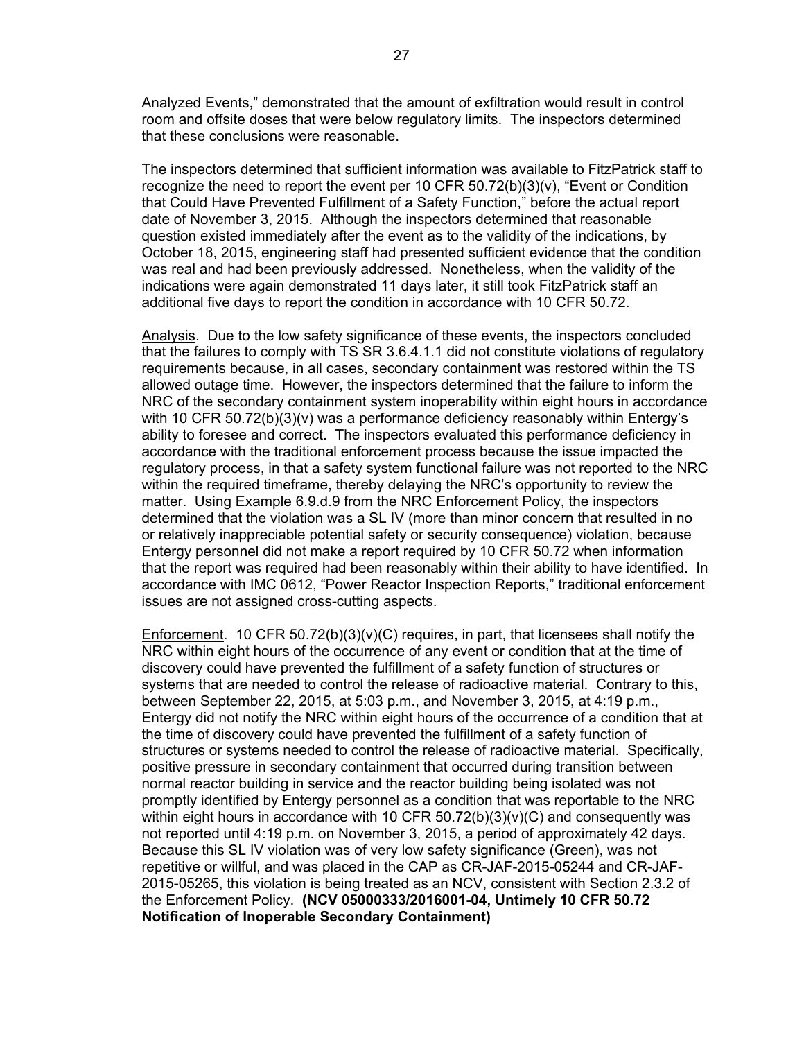Analyzed Events," demonstrated that the amount of exfiltration would result in control room and offsite doses that were below regulatory limits. The inspectors determined that these conclusions were reasonable.

The inspectors determined that sufficient information was available to FitzPatrick staff to recognize the need to report the event per 10 CFR 50.72(b)(3)(v), "Event or Condition that Could Have Prevented Fulfillment of a Safety Function," before the actual report date of November 3, 2015. Although the inspectors determined that reasonable question existed immediately after the event as to the validity of the indications, by October 18, 2015, engineering staff had presented sufficient evidence that the condition was real and had been previously addressed. Nonetheless, when the validity of the indications were again demonstrated 11 days later, it still took FitzPatrick staff an additional five days to report the condition in accordance with 10 CFR 50.72.

Analysis. Due to the low safety significance of these events, the inspectors concluded that the failures to comply with TS SR 3.6.4.1.1 did not constitute violations of regulatory requirements because, in all cases, secondary containment was restored within the TS allowed outage time. However, the inspectors determined that the failure to inform the NRC of the secondary containment system inoperability within eight hours in accordance with 10 CFR 50.72(b)(3)(v) was a performance deficiency reasonably within Entergy's ability to foresee and correct. The inspectors evaluated this performance deficiency in accordance with the traditional enforcement process because the issue impacted the regulatory process, in that a safety system functional failure was not reported to the NRC within the required timeframe, thereby delaying the NRC's opportunity to review the matter. Using Example 6.9.d.9 from the NRC Enforcement Policy, the inspectors determined that the violation was a SL IV (more than minor concern that resulted in no or relatively inappreciable potential safety or security consequence) violation, because Entergy personnel did not make a report required by 10 CFR 50.72 when information that the report was required had been reasonably within their ability to have identified. In accordance with IMC 0612, "Power Reactor Inspection Reports," traditional enforcement issues are not assigned cross-cutting aspects.

Enforcement. 10 CFR 50.72(b)(3)(v)(C) requires, in part, that licensees shall notify the NRC within eight hours of the occurrence of any event or condition that at the time of discovery could have prevented the fulfillment of a safety function of structures or systems that are needed to control the release of radioactive material. Contrary to this, between September 22, 2015, at 5:03 p.m., and November 3, 2015, at 4:19 p.m., Entergy did not notify the NRC within eight hours of the occurrence of a condition that at the time of discovery could have prevented the fulfillment of a safety function of structures or systems needed to control the release of radioactive material. Specifically, positive pressure in secondary containment that occurred during transition between normal reactor building in service and the reactor building being isolated was not promptly identified by Entergy personnel as a condition that was reportable to the NRC within eight hours in accordance with 10 CFR 50.72(b)(3)(v)(C) and consequently was not reported until 4:19 p.m. on November 3, 2015, a period of approximately 42 days. Because this SL IV violation was of very low safety significance (Green), was not repetitive or willful, and was placed in the CAP as CR-JAF-2015-05244 and CR-JAF-2015-05265, this violation is being treated as an NCV, consistent with Section 2.3.2 of the Enforcement Policy. **(NCV 05000333/2016001-04, Untimely 10 CFR 50.72 Notification of Inoperable Secondary Containment)**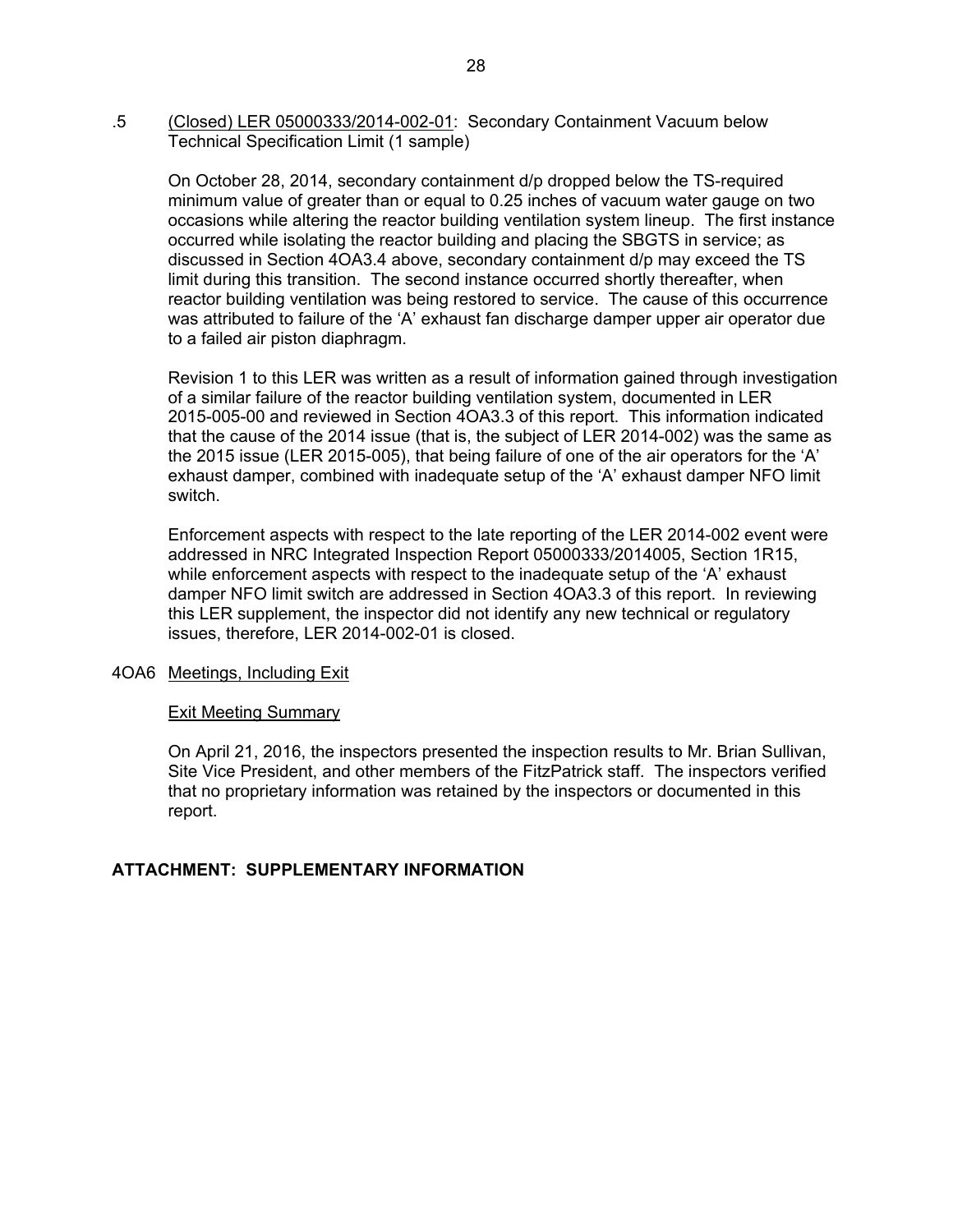.5 (Closed) LER 05000333/2014-002-01: Secondary Containment Vacuum below Technical Specification Limit (1 sample)

On October 28, 2014, secondary containment d/p dropped below the TS-required minimum value of greater than or equal to 0.25 inches of vacuum water gauge on two occasions while altering the reactor building ventilation system lineup. The first instance occurred while isolating the reactor building and placing the SBGTS in service; as discussed in Section 4OA3.4 above, secondary containment d/p may exceed the TS limit during this transition. The second instance occurred shortly thereafter, when reactor building ventilation was being restored to service. The cause of this occurrence was attributed to failure of the 'A' exhaust fan discharge damper upper air operator due to a failed air piston diaphragm.

Revision 1 to this LER was written as a result of information gained through investigation of a similar failure of the reactor building ventilation system, documented in LER 2015-005-00 and reviewed in Section 4OA3.3 of this report. This information indicated that the cause of the 2014 issue (that is, the subject of LER 2014-002) was the same as the 2015 issue (LER 2015-005), that being failure of one of the air operators for the 'A' exhaust damper, combined with inadequate setup of the 'A' exhaust damper NFO limit switch.

Enforcement aspects with respect to the late reporting of the LER 2014-002 event were addressed in NRC Integrated Inspection Report 05000333/2014005, Section 1R15, while enforcement aspects with respect to the inadequate setup of the 'A' exhaust damper NFO limit switch are addressed in Section 4OA3.3 of this report. In reviewing this LER supplement, the inspector did not identify any new technical or regulatory issues, therefore, LER 2014-002-01 is closed.

4OA6 Meetings, Including Exit

Exit Meeting Summary

On April 21, 2016, the inspectors presented the inspection results to Mr. Brian Sullivan, Site Vice President, and other members of the FitzPatrick staff. The inspectors verified that no proprietary information was retained by the inspectors or documented in this report.

**ATTACHMENT: SUPPLEMENTARY INFORMATION**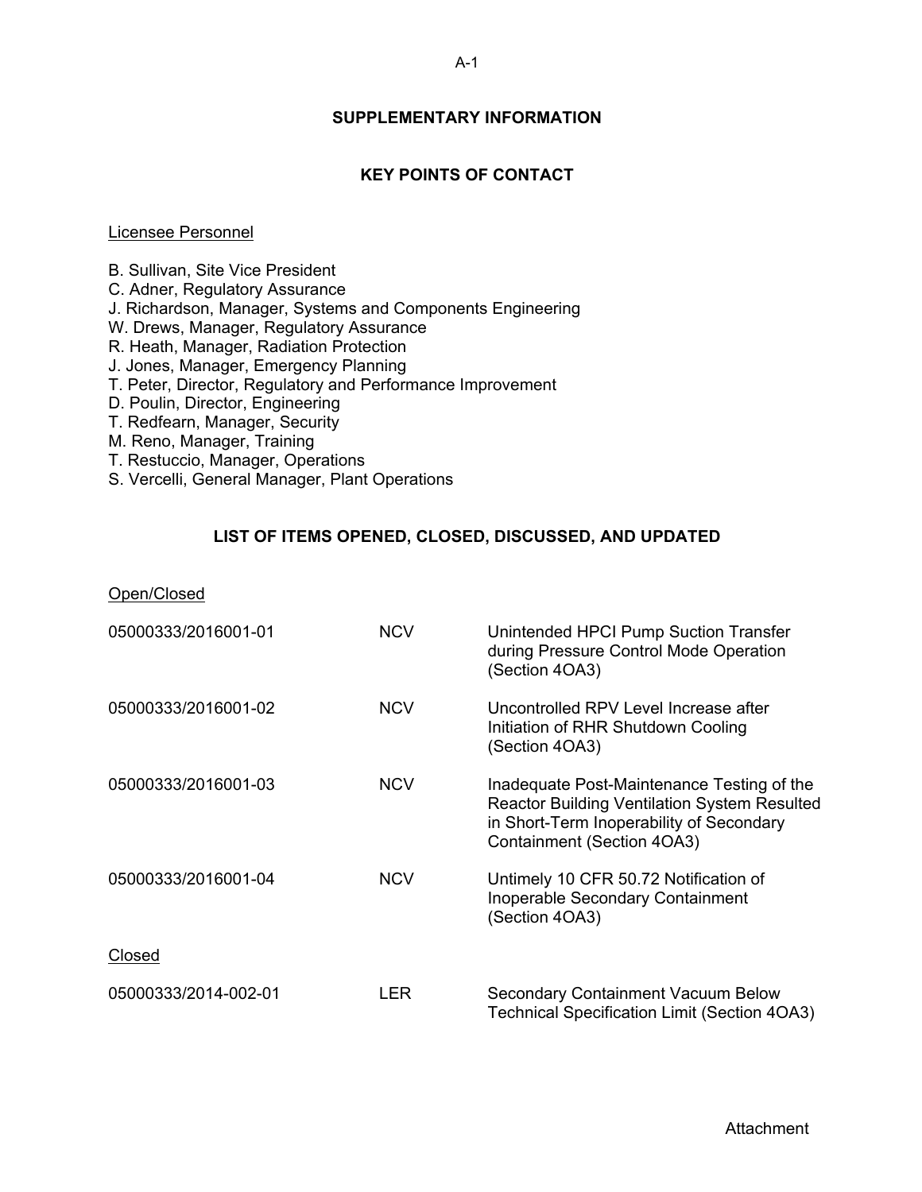## SUPPLEMENTARY INFORMATION

### KEY POINTS OF CONTACT

Licensee Personnel

B. Sullivan, Site Vice President
C. Adner, Regulatory Assurance
J. Richardson, Manager, Systems and Components Engineering
W. Drews, Manager, Regulatory Assurance
R. Heath, Manager, Radiation Protection
J. Jones, Manager, Emergency Planning
T. Peter, Director, Regulatory and Performance Improvement
D. Poulin, Director, Engineering
T. Redfearn, Manager, Security
M. Reno, Manager, Training
T. Restuccio, Manager, Operations
S. Vercelli, General Manager, Plant Operations

### LIST OF ITEMS OPENED, CLOSED, DISCUSSED, AND UPDATED

Open/Closed

| | | |
|---|---|---|
| 05000333/2016001-01 | NCV | Unintended HPCI Pump Suction Transfer during Pressure Control Mode Operation (Section 4OA3) |
| 05000333/2016001-02 | NCV | Uncontrolled RPV Level Increase after Initiation of RHR Shutdown Cooling (Section 4OA3) |
| 05000333/2016001-03 | NCV | Inadequate Post-Maintenance Testing of the Reactor Building Ventilation System Resulted in Short-Term Inoperability of Secondary Containment (Section 4OA3) |
| 05000333/2016001-04 | NCV | Untimely 10 CFR 50.72 Notification of Inoperable Secondary Containment (Section 4OA3) |

Closed

| | | |
|---|---|---|
| 05000333/2014-002-01 | LER | Secondary Containment Vacuum Below Technical Specification Limit (Section 4OA3) |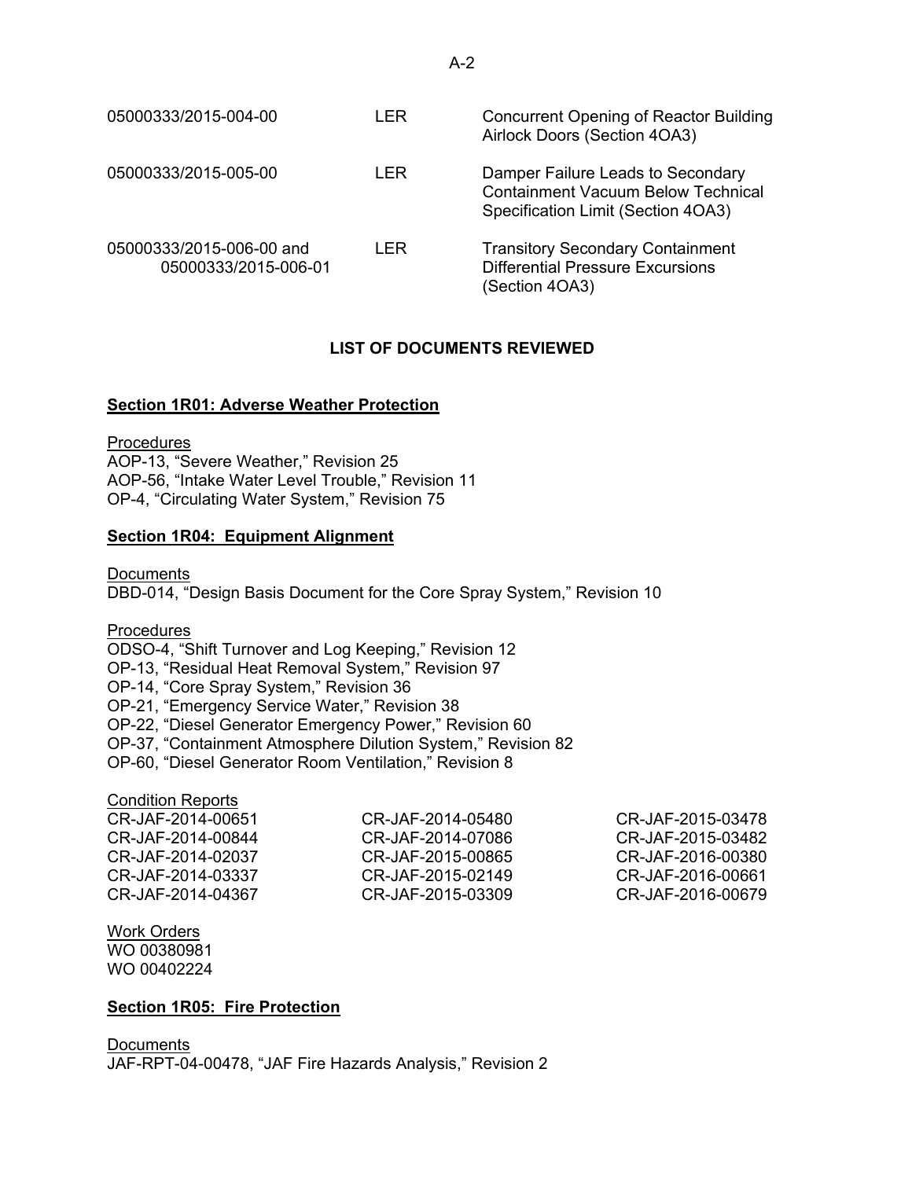| | | |
|---|---|---|
| 05000333/2015-004-00 | LER | Concurrent Opening of Reactor Building Airlock Doors (Section 4OA3) |
| 05000333/2015-005-00 | LER | Damper Failure Leads to Secondary Containment Vacuum Below Technical Specification Limit (Section 4OA3) |
| 05000333/2015-006-00 and 05000333/2015-006-01 | LER | Transitory Secondary Containment Differential Pressure Excursions (Section 4OA3) |

## LIST OF DOCUMENTS REVIEWED

### Section 1R01: Adverse Weather Protection

Procedures
AOP-13, "Severe Weather," Revision 25
AOP-56, "Intake Water Level Trouble," Revision 11
OP-4, "Circulating Water System," Revision 75

### Section 1R04: Equipment Alignment

Documents
DBD-014, "Design Basis Document for the Core Spray System," Revision 10

Procedures
ODSO-4, "Shift Turnover and Log Keeping," Revision 12
OP-13, "Residual Heat Removal System," Revision 97
OP-14, "Core Spray System," Revision 36
OP-21, "Emergency Service Water," Revision 38
OP-22, "Diesel Generator Emergency Power," Revision 60
OP-37, "Containment Atmosphere Dilution System," Revision 82
OP-60, "Diesel Generator Room Ventilation," Revision 8

Condition Reports

CR-JAF-2014-00651
CR-JAF-2014-00844
CR-JAF-2014-02037
CR-JAF-2014-03337
CR-JAF-2014-04367
CR-JAF-2014-05480
CR-JAF-2014-07086
CR-JAF-2015-00865
CR-JAF-2015-02149
CR-JAF-2015-03309
CR-JAF-2015-03478
CR-JAF-2015-03482
CR-JAF-2016-00380
CR-JAF-2016-00661
CR-JAF-2016-00679

Work Orders
WO 00380981
WO 00402224

### Section 1R05: Fire Protection

Documents
JAF-RPT-04-00478, "JAF Fire Hazards Analysis," Revision 2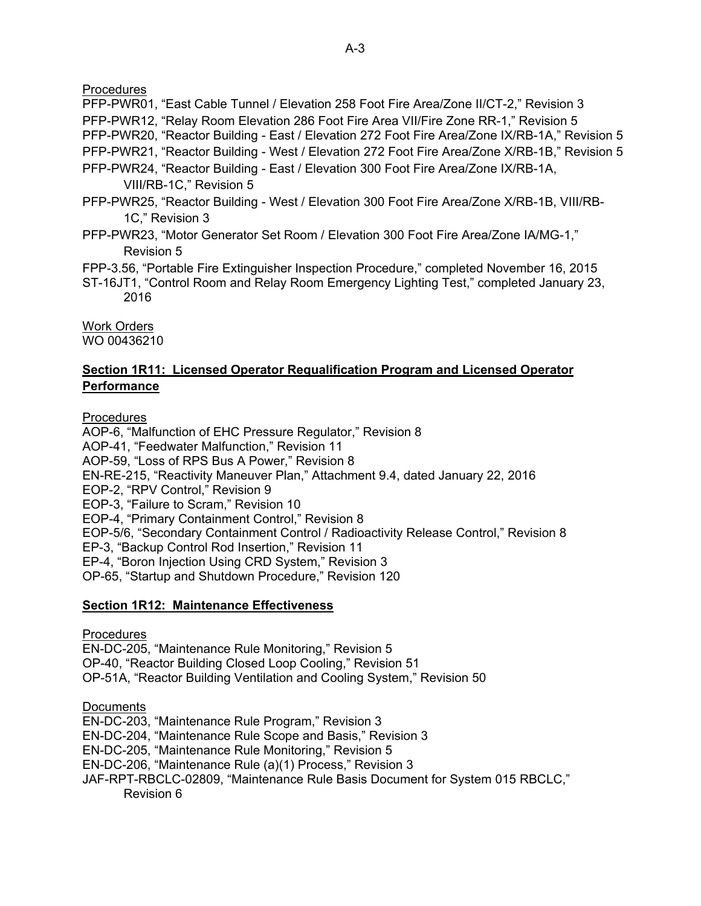Procedures

PFP-PWR01, "East Cable Tunnel / Elevation 258 Foot Fire Area/Zone II/CT-2," Revision 3
PFP-PWR12, "Relay Room Elevation 286 Foot Fire Area VII/Fire Zone RR-1," Revision 5
PFP-PWR20, "Reactor Building - East / Elevation 272 Foot Fire Area/Zone IX/RB-1A," Revision 5
PFP-PWR21, "Reactor Building - West / Elevation 272 Foot Fire Area/Zone X/RB-1B," Revision 5
PFP-PWR24, "Reactor Building - East / Elevation 300 Foot Fire Area/Zone IX/RB-1A, VIII/RB-1C," Revision 5
PFP-PWR25, "Reactor Building - West / Elevation 300 Foot Fire Area/Zone X/RB-1B, VIII/RB-1C," Revision 3
PFP-PWR23, "Motor Generator Set Room / Elevation 300 Foot Fire Area/Zone IA/MG-1," Revision 5
FPP-3.56, "Portable Fire Extinguisher Inspection Procedure," completed November 16, 2015
ST-16JT1, "Control Room and Relay Room Emergency Lighting Test," completed January 23, 2016

Work Orders

WO 00436210

**Section 1R11: Licensed Operator Requalification Program and Licensed Operator Performance**

Procedures

AOP-6, "Malfunction of EHC Pressure Regulator," Revision 8
AOP-41, "Feedwater Malfunction," Revision 11
AOP-59, "Loss of RPS Bus A Power," Revision 8
EN-RE-215, "Reactivity Maneuver Plan," Attachment 9.4, dated January 22, 2016
EOP-2, "RPV Control," Revision 9
EOP-3, "Failure to Scram," Revision 10
EOP-4, "Primary Containment Control," Revision 8
EOP-5/6, "Secondary Containment Control / Radioactivity Release Control," Revision 8
EP-3, "Backup Control Rod Insertion," Revision 11
EP-4, "Boron Injection Using CRD System," Revision 3
OP-65, "Startup and Shutdown Procedure," Revision 120

**Section 1R12: Maintenance Effectiveness**

Procedures

EN-DC-205, "Maintenance Rule Monitoring," Revision 5
OP-40, "Reactor Building Closed Loop Cooling," Revision 51
OP-51A, "Reactor Building Ventilation and Cooling System," Revision 50

Documents

EN-DC-203, "Maintenance Rule Program," Revision 3
EN-DC-204, "Maintenance Rule Scope and Basis," Revision 3
EN-DC-205, "Maintenance Rule Monitoring," Revision 5
EN-DC-206, "Maintenance Rule (a)(1) Process," Revision 3
JAF-RPT-RBCLC-02809, "Maintenance Rule Basis Document for System 015 RBCLC," Revision 6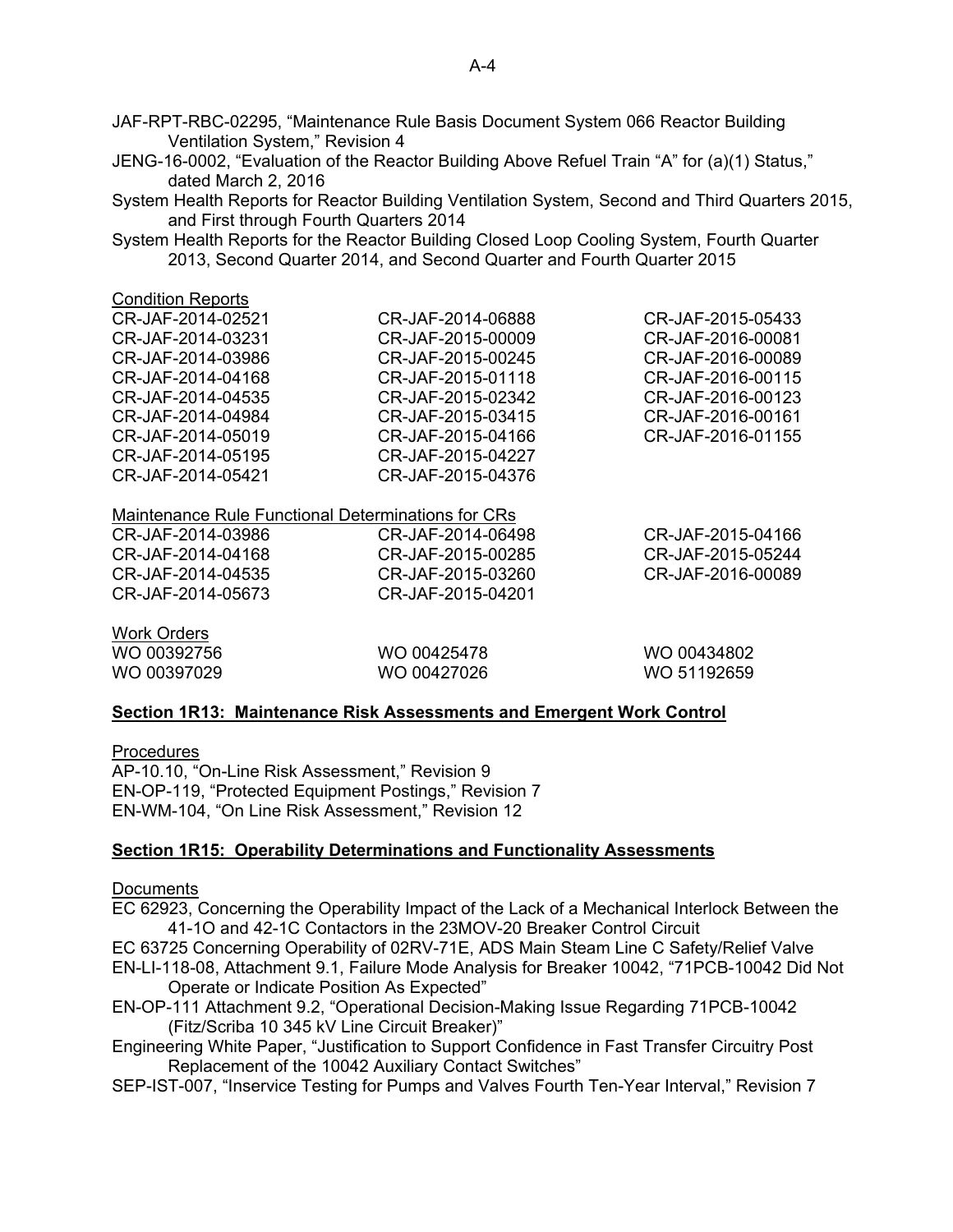JAF-RPT-RBC-02295, "Maintenance Rule Basis Document System 066 Reactor Building Ventilation System," Revision 4

JENG-16-0002, "Evaluation of the Reactor Building Above Refuel Train "A" for (a)(1) Status," dated March 2, 2016

System Health Reports for Reactor Building Ventilation System, Second and Third Quarters 2015, and First through Fourth Quarters 2014

System Health Reports for the Reactor Building Closed Loop Cooling System, Fourth Quarter 2013, Second Quarter 2014, and Second Quarter and Fourth Quarter 2015

Condition Reports

| | | |
|---|---|---|
| CR-JAF-2014-02521 | CR-JAF-2014-06888 | CR-JAF-2015-05433 |
| CR-JAF-2014-03231 | CR-JAF-2015-00009 | CR-JAF-2016-00081 |
| CR-JAF-2014-03986 | CR-JAF-2015-00245 | CR-JAF-2016-00089 |
| CR-JAF-2014-04168 | CR-JAF-2015-01118 | CR-JAF-2016-00115 |
| CR-JAF-2014-04535 | CR-JAF-2015-02342 | CR-JAF-2016-00123 |
| CR-JAF-2014-04984 | CR-JAF-2015-03415 | CR-JAF-2016-00161 |
| CR-JAF-2014-05019 | CR-JAF-2015-04166 | CR-JAF-2016-01155 |
| CR-JAF-2014-05195 | CR-JAF-2015-04227 | |
| CR-JAF-2014-05421 | CR-JAF-2015-04376 | |

Maintenance Rule Functional Determinations for CRs

| | | |
|---|---|---|
| CR-JAF-2014-03986 | CR-JAF-2014-06498 | CR-JAF-2015-04166 |
| CR-JAF-2014-04168 | CR-JAF-2015-00285 | CR-JAF-2015-05244 |
| CR-JAF-2014-04535 | CR-JAF-2015-03260 | CR-JAF-2016-00089 |
| CR-JAF-2014-05673 | CR-JAF-2015-04201 | |

Work Orders

| | | |
|---|---|---|
| WO 00392756 | WO 00425478 | WO 00434802 |
| WO 00397029 | WO 00427026 | WO 51192659 |

## Section 1R13: Maintenance Risk Assessments and Emergent Work Control

Procedures

AP-10.10, "On-Line Risk Assessment," Revision 9

EN-OP-119, "Protected Equipment Postings," Revision 7

EN-WM-104, "On Line Risk Assessment," Revision 12

## Section 1R15: Operability Determinations and Functionality Assessments

Documents

EC 62923, Concerning the Operability Impact of the Lack of a Mechanical Interlock Between the 41-1O and 42-1C Contactors in the 23MOV-20 Breaker Control Circuit

EC 63725 Concerning Operability of 02RV-71E, ADS Main Steam Line C Safety/Relief Valve

EN-LI-118-08, Attachment 9.1, Failure Mode Analysis for Breaker 10042, "71PCB-10042 Did Not Operate or Indicate Position As Expected"

EN-OP-111 Attachment 9.2, "Operational Decision-Making Issue Regarding 71PCB-10042 (Fitz/Scriba 10 345 kV Line Circuit Breaker)"

Engineering White Paper, "Justification to Support Confidence in Fast Transfer Circuitry Post Replacement of the 10042 Auxiliary Contact Switches"

SEP-IST-007, "Inservice Testing for Pumps and Valves Fourth Ten-Year Interval," Revision 7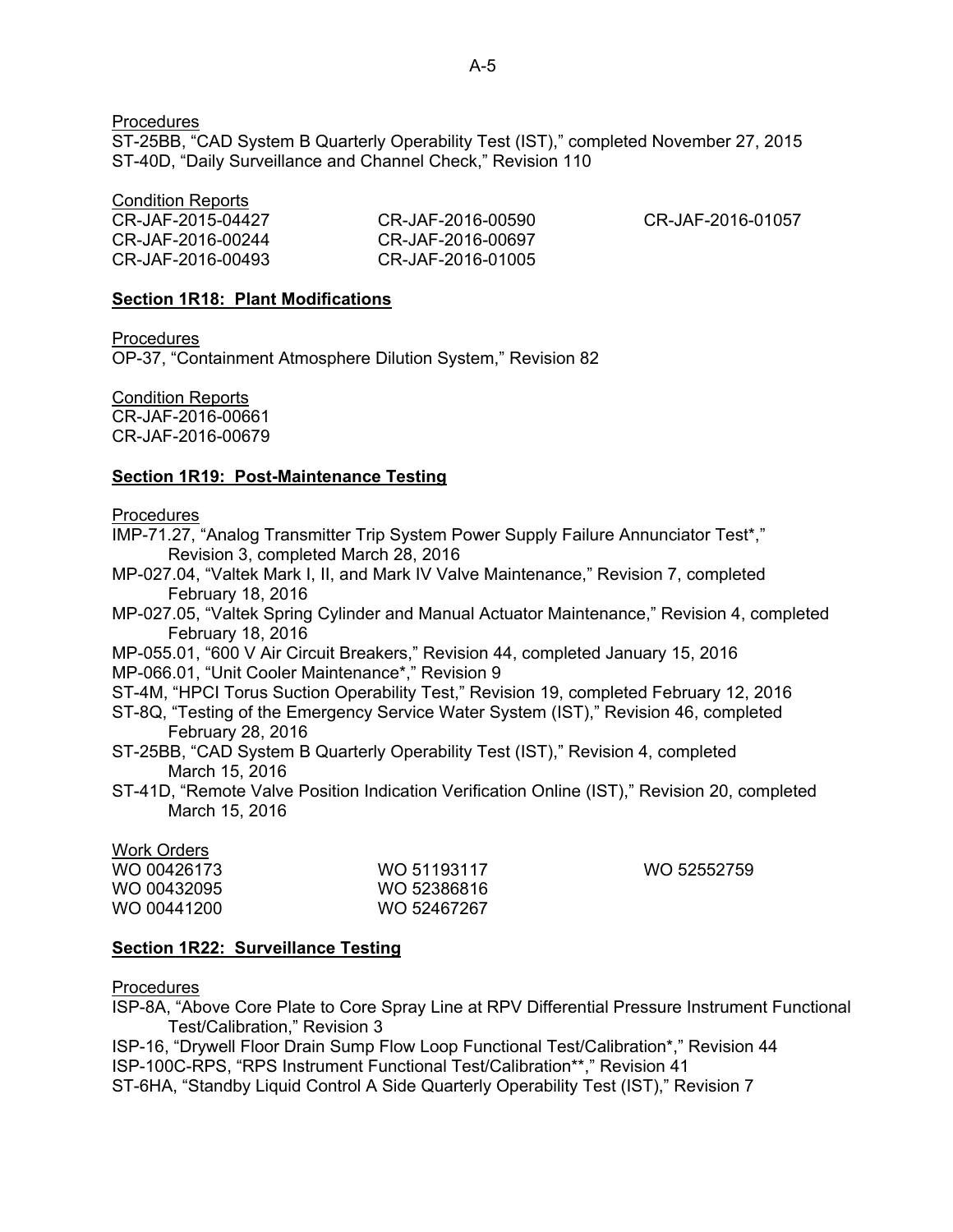Procedures
ST-25BB, "CAD System B Quarterly Operability Test (IST)," completed November 27, 2015
ST-40D, "Daily Surveillance and Channel Check," Revision 110

Condition Reports

| | | |
|---|---|---|
| CR-JAF-2015-04427 | CR-JAF-2016-00590 | CR-JAF-2016-01057 |
| CR-JAF-2016-00244 | CR-JAF-2016-00697 | |
| CR-JAF-2016-00493 | CR-JAF-2016-01005 | |

**Section 1R18: Plant Modifications**

Procedures
OP-37, "Containment Atmosphere Dilution System," Revision 82

Condition Reports
CR-JAF-2016-00661
CR-JAF-2016-00679

**Section 1R19: Post-Maintenance Testing**

Procedures
IMP-71.27, "Analog Transmitter Trip System Power Supply Failure Annunciator Test*," Revision 3, completed March 28, 2016
MP-027.04, "Valtek Mark I, II, and Mark IV Valve Maintenance," Revision 7, completed February 18, 2016
MP-027.05, "Valtek Spring Cylinder and Manual Actuator Maintenance," Revision 4, completed February 18, 2016
MP-055.01, "600 V Air Circuit Breakers," Revision 44, completed January 15, 2016
MP-066.01, "Unit Cooler Maintenance*," Revision 9
ST-4M, "HPCI Torus Suction Operability Test," Revision 19, completed February 12, 2016
ST-8Q, "Testing of the Emergency Service Water System (IST)," Revision 46, completed February 28, 2016
ST-25BB, "CAD System B Quarterly Operability Test (IST)," Revision 4, completed March 15, 2016
ST-41D, "Remote Valve Position Indication Verification Online (IST)," Revision 20, completed March 15, 2016

Work Orders

| | | |
|---|---|---|
| WO 00426173 | WO 51193117 | WO 52552759 |
| WO 00432095 | WO 52386816 | |
| WO 00441200 | WO 52467267 | |

**Section 1R22: Surveillance Testing**

Procedures
ISP-8A, "Above Core Plate to Core Spray Line at RPV Differential Pressure Instrument Functional Test/Calibration," Revision 3
ISP-16, "Drywell Floor Drain Sump Flow Loop Functional Test/Calibration*," Revision 44
ISP-100C-RPS, "RPS Instrument Functional Test/Calibration**," Revision 41
ST-6HA, "Standby Liquid Control A Side Quarterly Operability Test (IST)," Revision 7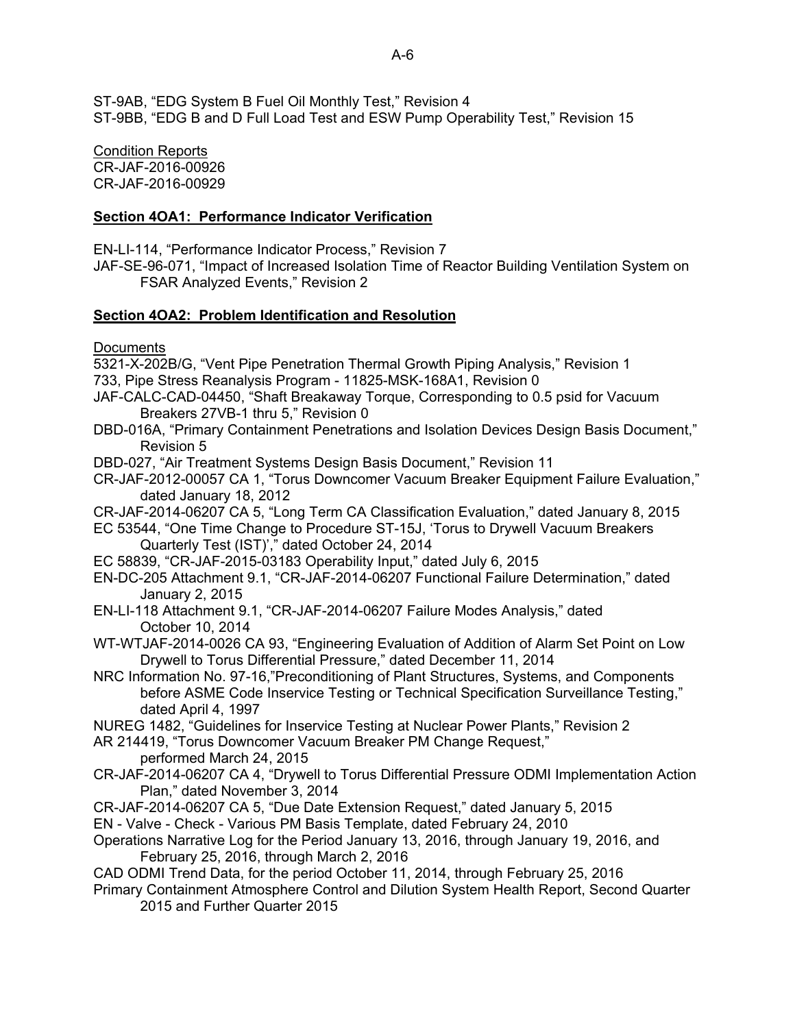ST-9AB, "EDG System B Fuel Oil Monthly Test," Revision 4
ST-9BB, "EDG B and D Full Load Test and ESW Pump Operability Test," Revision 15

Condition Reports
CR-JAF-2016-00926
CR-JAF-2016-00929

**Section 4OA1: Performance Indicator Verification**

EN-LI-114, "Performance Indicator Process," Revision 7
JAF-SE-96-071, "Impact of Increased Isolation Time of Reactor Building Ventilation System on FSAR Analyzed Events," Revision 2

**Section 4OA2: Problem Identification and Resolution**

Documents
5321-X-202B/G, "Vent Pipe Penetration Thermal Growth Piping Analysis," Revision 1
733, Pipe Stress Reanalysis Program - 11825-MSK-168A1, Revision 0
JAF-CALC-CAD-04450, "Shaft Breakaway Torque, Corresponding to 0.5 psid for Vacuum Breakers 27VB-1 thru 5," Revision 0
DBD-016A, "Primary Containment Penetrations and Isolation Devices Design Basis Document," Revision 5
DBD-027, "Air Treatment Systems Design Basis Document," Revision 11
CR-JAF-2012-00057 CA 1, "Torus Downcomer Vacuum Breaker Equipment Failure Evaluation," dated January 18, 2012
CR-JAF-2014-06207 CA 5, "Long Term CA Classification Evaluation," dated January 8, 2015
EC 53544, "One Time Change to Procedure ST-15J, 'Torus to Drywell Vacuum Breakers Quarterly Test (IST)'," dated October 24, 2014
EC 58839, "CR-JAF-2015-03183 Operability Input," dated July 6, 2015
EN-DC-205 Attachment 9.1, "CR-JAF-2014-06207 Functional Failure Determination," dated January 2, 2015
EN-LI-118 Attachment 9.1, "CR-JAF-2014-06207 Failure Modes Analysis," dated October 10, 2014
WT-WTJAF-2014-0026 CA 93, "Engineering Evaluation of Addition of Alarm Set Point on Low Drywell to Torus Differential Pressure," dated December 11, 2014
NRC Information No. 97-16,"Preconditioning of Plant Structures, Systems, and Components before ASME Code Inservice Testing or Technical Specification Surveillance Testing," dated April 4, 1997
NUREG 1482, "Guidelines for Inservice Testing at Nuclear Power Plants," Revision 2
AR 214419, "Torus Downcomer Vacuum Breaker PM Change Request," performed March 24, 2015
CR-JAF-2014-06207 CA 4, "Drywell to Torus Differential Pressure ODMI Implementation Action Plan," dated November 3, 2014
CR-JAF-2014-06207 CA 5, "Due Date Extension Request," dated January 5, 2015
EN - Valve - Check - Various PM Basis Template, dated February 24, 2010
Operations Narrative Log for the Period January 13, 2016, through January 19, 2016, and February 25, 2016, through March 2, 2016
CAD ODMI Trend Data, for the period October 11, 2014, through February 25, 2016
Primary Containment Atmosphere Control and Dilution System Health Report, Second Quarter 2015 and Further Quarter 2015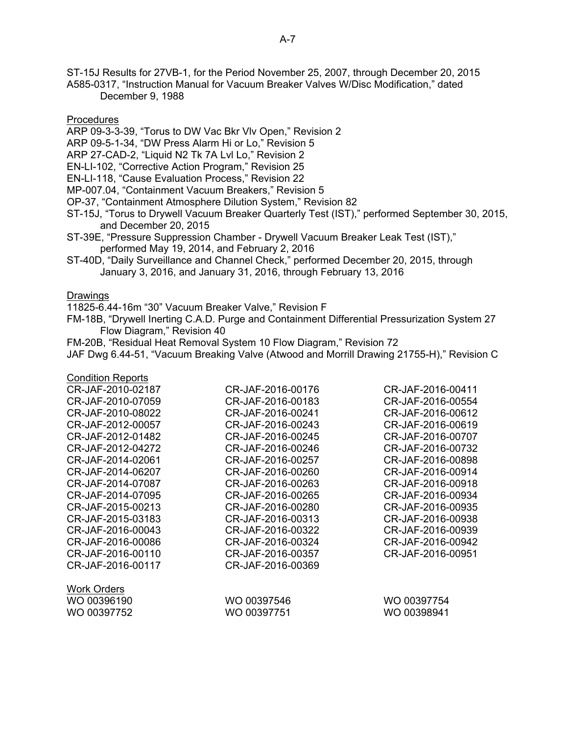ST-15J Results for 27VB-1, for the Period November 25, 2007, through December 20, 2015
A585-0317, "Instruction Manual for Vacuum Breaker Valves W/Disc Modification," dated December 9, 1988

Procedures

ARP 09-3-3-39, "Torus to DW Vac Bkr Vlv Open," Revision 2
ARP 09-5-1-34, "DW Press Alarm Hi or Lo," Revision 5
ARP 27-CAD-2, "Liquid N2 Tk 7A Lvl Lo," Revision 2
EN-LI-102, "Corrective Action Program," Revision 25
EN-LI-118, "Cause Evaluation Process," Revision 22
MP-007.04, "Containment Vacuum Breakers," Revision 5
OP-37, "Containment Atmosphere Dilution System," Revision 82
ST-15J, "Torus to Drywell Vacuum Breaker Quarterly Test (IST)," performed September 30, 2015, and December 20, 2015
ST-39E, "Pressure Suppression Chamber - Drywell Vacuum Breaker Leak Test (IST)," performed May 19, 2014, and February 2, 2016
ST-40D, "Daily Surveillance and Channel Check," performed December 20, 2015, through January 3, 2016, and January 31, 2016, through February 13, 2016

Drawings

11825-6.44-16m "30" Vacuum Breaker Valve," Revision F
FM-18B, "Drywell Inerting C.A.D. Purge and Containment Differential Pressurization System 27 Flow Diagram," Revision 40
FM-20B, "Residual Heat Removal System 10 Flow Diagram," Revision 72
JAF Dwg 6.44-51, "Vacuum Breaking Valve (Atwood and Morrill Drawing 21755-H)," Revision C

Condition Reports

CR-JAF-2010-02187
CR-JAF-2010-07059
CR-JAF-2010-08022
CR-JAF-2012-00057
CR-JAF-2012-01482
CR-JAF-2012-04272
CR-JAF-2014-02061
CR-JAF-2014-06207
CR-JAF-2014-07087
CR-JAF-2014-07095
CR-JAF-2015-00213
CR-JAF-2015-03183
CR-JAF-2016-00043
CR-JAF-2016-00086
CR-JAF-2016-00110
CR-JAF-2016-00117
CR-JAF-2016-00176
CR-JAF-2016-00183
CR-JAF-2016-00241
CR-JAF-2016-00243
CR-JAF-2016-00245
CR-JAF-2016-00246
CR-JAF-2016-00257
CR-JAF-2016-00260
CR-JAF-2016-00263
CR-JAF-2016-00265
CR-JAF-2016-00280
CR-JAF-2016-00313
CR-JAF-2016-00322
CR-JAF-2016-00324
CR-JAF-2016-00357
CR-JAF-2016-00369
CR-JAF-2016-00411
CR-JAF-2016-00554
CR-JAF-2016-00612
CR-JAF-2016-00619
CR-JAF-2016-00707
CR-JAF-2016-00732
CR-JAF-2016-00898
CR-JAF-2016-00914
CR-JAF-2016-00918
CR-JAF-2016-00934
CR-JAF-2016-00935
CR-JAF-2016-00938
CR-JAF-2016-00939
CR-JAF-2016-00942
CR-JAF-2016-00951

Work Orders

WO 00396190
WO 00397752
WO 00397546
WO 00397751
WO 00397754
WO 00398941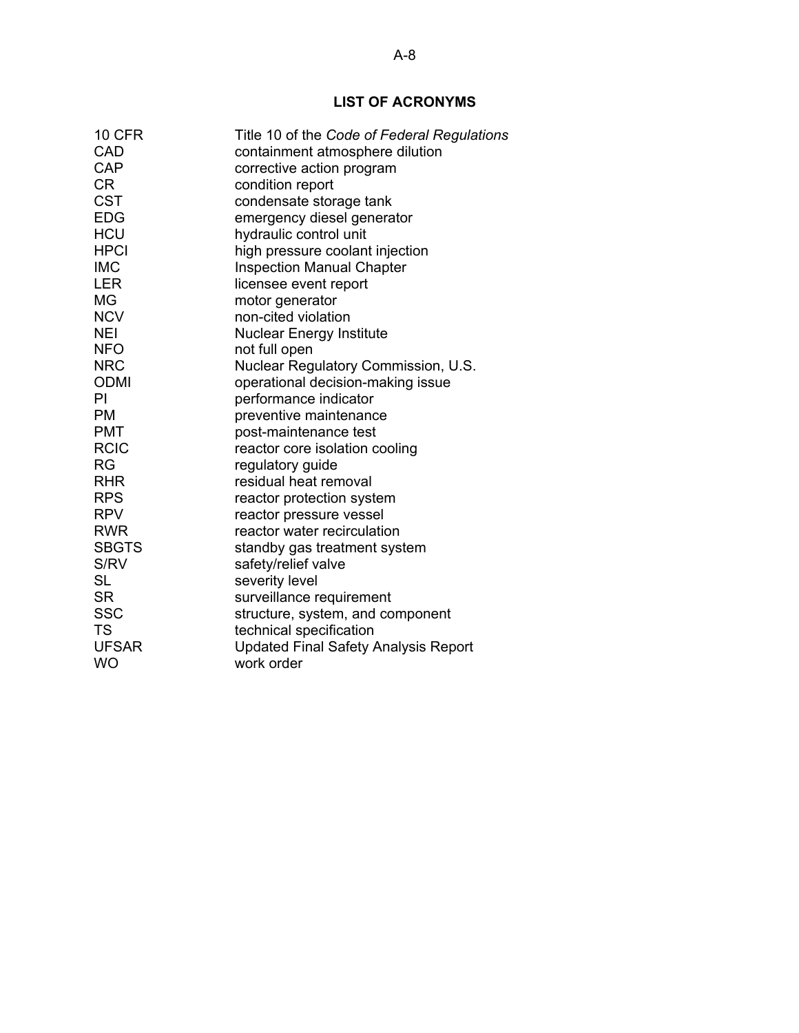## LIST OF ACRONYMS

| | |
|---|---|
| 10 CFR | Title 10 of the *Code of Federal Regulations* |
| CAD | containment atmosphere dilution |
| CAP | corrective action program |
| CR | condition report |
| CST | condensate storage tank |
| EDG | emergency diesel generator |
| HCU | hydraulic control unit |
| HPCI | high pressure coolant injection |
| IMC | Inspection Manual Chapter |
| LER | licensee event report |
| MG | motor generator |
| NCV | non-cited violation |
| NEI | Nuclear Energy Institute |
| NFO | not full open |
| NRC | Nuclear Regulatory Commission, U.S. |
| ODMI | operational decision-making issue |
| PI | performance indicator |
| PM | preventive maintenance |
| PMT | post-maintenance test |
| RCIC | reactor core isolation cooling |
| RG | regulatory guide |
| RHR | residual heat removal |
| RPS | reactor protection system |
| RPV | reactor pressure vessel |
| RWR | reactor water recirculation |
| SBGTS | standby gas treatment system |
| S/RV | safety/relief valve |
| SL | severity level |
| SR | surveillance requirement |
| SSC | structure, system, and component |
| TS | technical specification |
| UFSAR | Updated Final Safety Analysis Report |
| WO | work order |